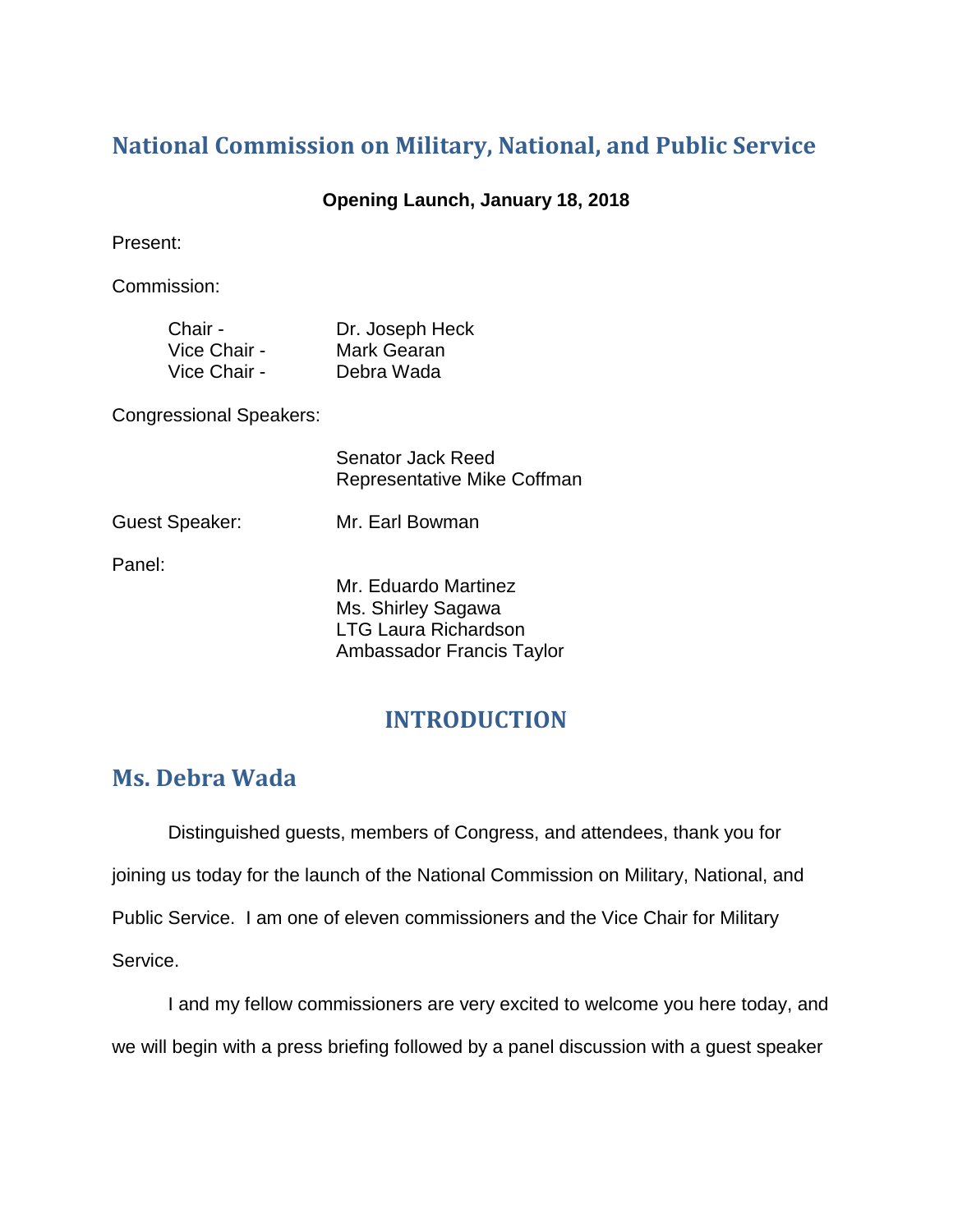# National Commission on Military, National, and Public Service

**Opening Launch, January 18, 2018**

Present:

Commission:

| | |
|---|---|
| Chair - | Dr. Joseph Heck |
| Vice Chair - | Mark Gearan |
| Vice Chair - | Debra Wada |

Congressional Speakers:

Senator Jack Reed
Representative Mike Coffman

Guest Speaker: Mr. Earl Bowman

Panel:

Mr. Eduardo Martinez
Ms. Shirley Sagawa
LTG Laura Richardson
Ambassador Francis Taylor

## INTRODUCTION

## Ms. Debra Wada

Distinguished guests, members of Congress, and attendees, thank you for joining us today for the launch of the National Commission on Military, National, and Public Service. I am one of eleven commissioners and the Vice Chair for Military Service.

I and my fellow commissioners are very excited to welcome you here today, and we will begin with a press briefing followed by a panel discussion with a guest speaker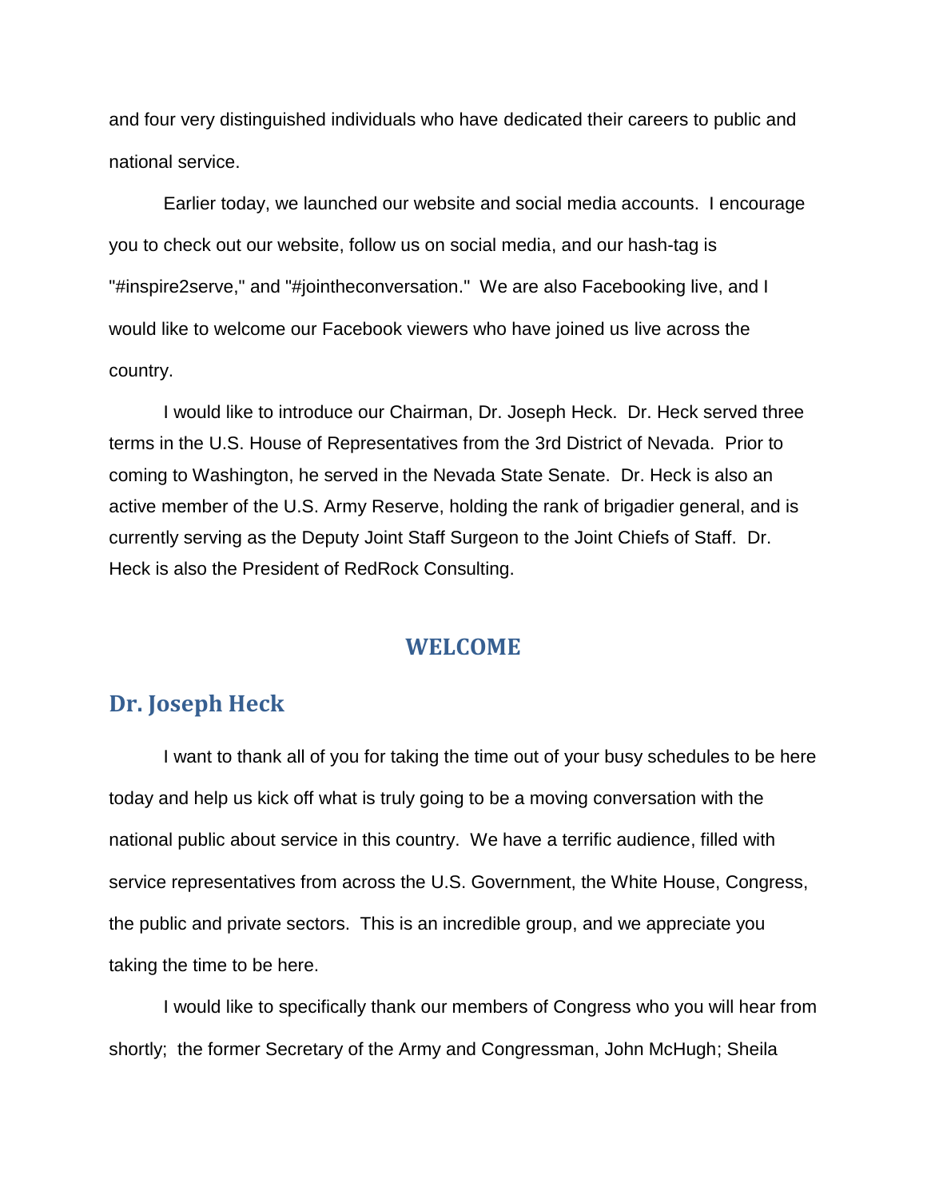and four very distinguished individuals who have dedicated their careers to public and national service.

Earlier today, we launched our website and social media accounts. I encourage you to check out our website, follow us on social media, and our hash-tag is "#inspire2serve," and "#jointheconversation." We are also Facebooking live, and I would like to welcome our Facebook viewers who have joined us live across the country.

I would like to introduce our Chairman, Dr. Joseph Heck. Dr. Heck served three terms in the U.S. House of Representatives from the 3rd District of Nevada. Prior to coming to Washington, he served in the Nevada State Senate. Dr. Heck is also an active member of the U.S. Army Reserve, holding the rank of brigadier general, and is currently serving as the Deputy Joint Staff Surgeon to the Joint Chiefs of Staff. Dr. Heck is also the President of RedRock Consulting.

## WELCOME

### Dr. Joseph Heck

I want to thank all of you for taking the time out of your busy schedules to be here today and help us kick off what is truly going to be a moving conversation with the national public about service in this country. We have a terrific audience, filled with service representatives from across the U.S. Government, the White House, Congress, the public and private sectors. This is an incredible group, and we appreciate you taking the time to be here.

I would like to specifically thank our members of Congress who you will hear from shortly; the former Secretary of the Army and Congressman, John McHugh; Sheila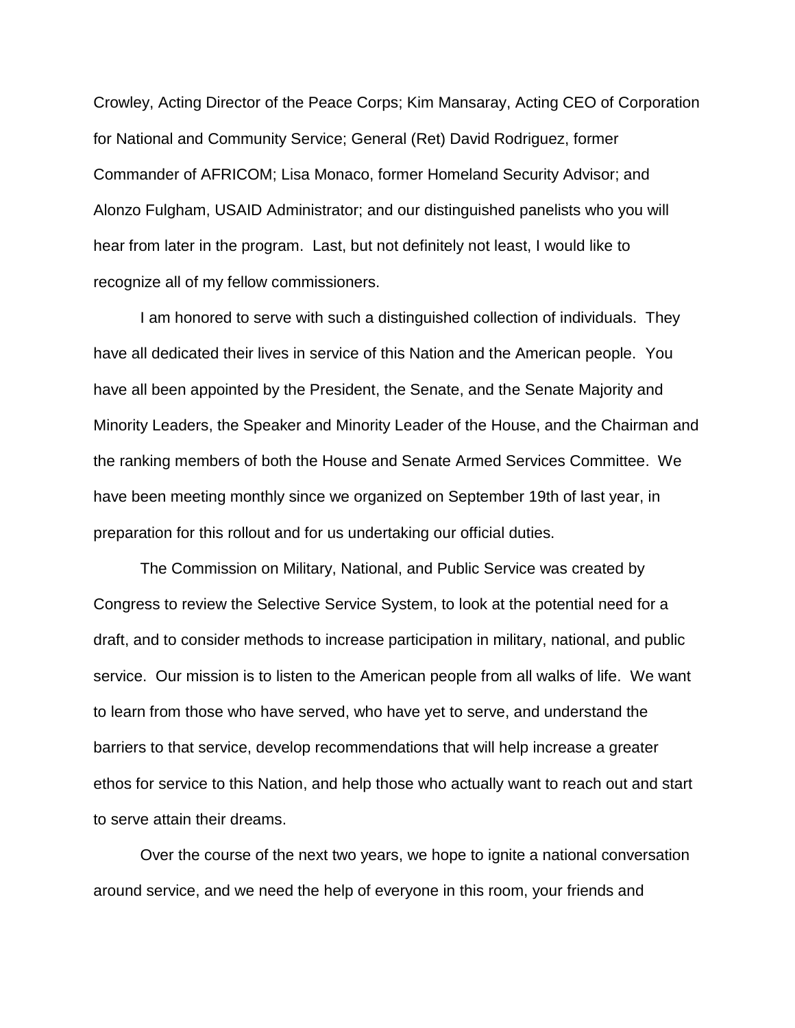Crowley, Acting Director of the Peace Corps; Kim Mansaray, Acting CEO of Corporation for National and Community Service; General (Ret) David Rodriguez, former Commander of AFRICOM; Lisa Monaco, former Homeland Security Advisor; and Alonzo Fulgham, USAID Administrator; and our distinguished panelists who you will hear from later in the program. Last, but not definitely not least, I would like to recognize all of my fellow commissioners.

I am honored to serve with such a distinguished collection of individuals. They have all dedicated their lives in service of this Nation and the American people. You have all been appointed by the President, the Senate, and the Senate Majority and Minority Leaders, the Speaker and Minority Leader of the House, and the Chairman and the ranking members of both the House and Senate Armed Services Committee. We have been meeting monthly since we organized on September 19th of last year, in preparation for this rollout and for us undertaking our official duties.

The Commission on Military, National, and Public Service was created by Congress to review the Selective Service System, to look at the potential need for a draft, and to consider methods to increase participation in military, national, and public service. Our mission is to listen to the American people from all walks of life. We want to learn from those who have served, who have yet to serve, and understand the barriers to that service, develop recommendations that will help increase a greater ethos for service to this Nation, and help those who actually want to reach out and start to serve attain their dreams.

Over the course of the next two years, we hope to ignite a national conversation around service, and we need the help of everyone in this room, your friends and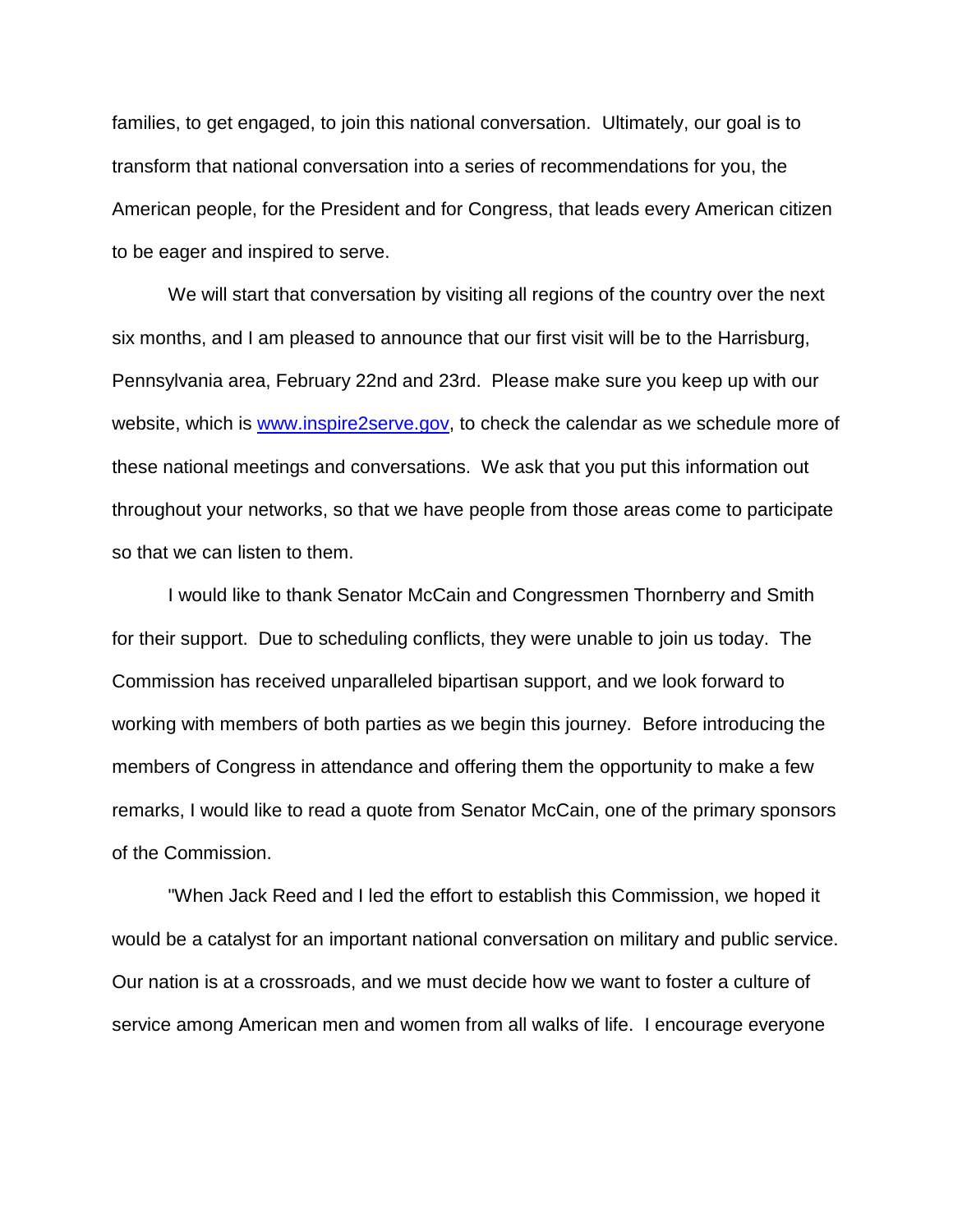families, to get engaged, to join this national conversation. Ultimately, our goal is to transform that national conversation into a series of recommendations for you, the American people, for the President and for Congress, that leads every American citizen to be eager and inspired to serve.

We will start that conversation by visiting all regions of the country over the next six months, and I am pleased to announce that our first visit will be to the Harrisburg, Pennsylvania area, February 22nd and 23rd. Please make sure you keep up with our website, which is [www.inspire2serve.gov](www.inspire2serve.gov), to check the calendar as we schedule more of these national meetings and conversations. We ask that you put this information out throughout your networks, so that we have people from those areas come to participate so that we can listen to them.

I would like to thank Senator McCain and Congressmen Thornberry and Smith for their support. Due to scheduling conflicts, they were unable to join us today. The Commission has received unparalleled bipartisan support, and we look forward to working with members of both parties as we begin this journey. Before introducing the members of Congress in attendance and offering them the opportunity to make a few remarks, I would like to read a quote from Senator McCain, one of the primary sponsors of the Commission.

"When Jack Reed and I led the effort to establish this Commission, we hoped it would be a catalyst for an important national conversation on military and public service. Our nation is at a crossroads, and we must decide how we want to foster a culture of service among American men and women from all walks of life. I encourage everyone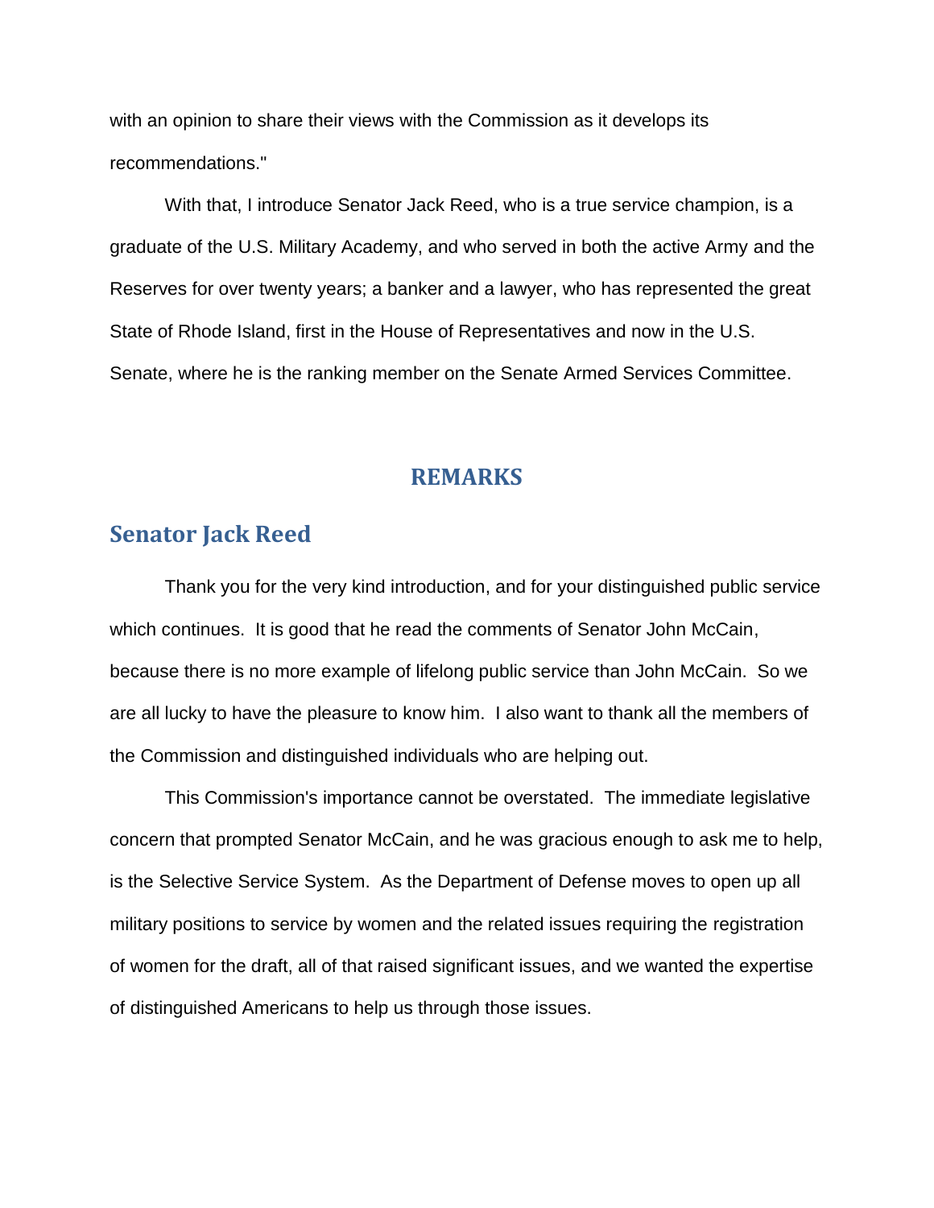with an opinion to share their views with the Commission as it develops its recommendations."

With that, I introduce Senator Jack Reed, who is a true service champion, is a graduate of the U.S. Military Academy, and who served in both the active Army and the Reserves for over twenty years; a banker and a lawyer, who has represented the great State of Rhode Island, first in the House of Representatives and now in the U.S. Senate, where he is the ranking member on the Senate Armed Services Committee.

# REMARKS

## Senator Jack Reed

Thank you for the very kind introduction, and for your distinguished public service which continues. It is good that he read the comments of Senator John McCain, because there is no more example of lifelong public service than John McCain. So we are all lucky to have the pleasure to know him. I also want to thank all the members of the Commission and distinguished individuals who are helping out.

This Commission's importance cannot be overstated. The immediate legislative concern that prompted Senator McCain, and he was gracious enough to ask me to help, is the Selective Service System. As the Department of Defense moves to open up all military positions to service by women and the related issues requiring the registration of women for the draft, all of that raised significant issues, and we wanted the expertise of distinguished Americans to help us through those issues.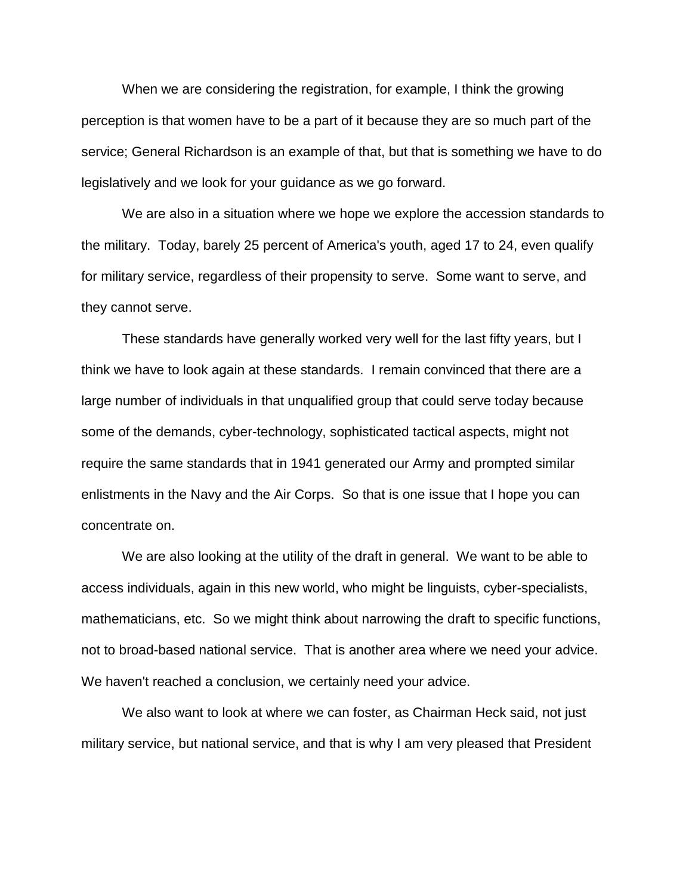When we are considering the registration, for example, I think the growing perception is that women have to be a part of it because they are so much part of the service; General Richardson is an example of that, but that is something we have to do legislatively and we look for your guidance as we go forward.

We are also in a situation where we hope we explore the accession standards to the military. Today, barely 25 percent of America's youth, aged 17 to 24, even qualify for military service, regardless of their propensity to serve. Some want to serve, and they cannot serve.

These standards have generally worked very well for the last fifty years, but I think we have to look again at these standards. I remain convinced that there are a large number of individuals in that unqualified group that could serve today because some of the demands, cyber-technology, sophisticated tactical aspects, might not require the same standards that in 1941 generated our Army and prompted similar enlistments in the Navy and the Air Corps. So that is one issue that I hope you can concentrate on.

We are also looking at the utility of the draft in general. We want to be able to access individuals, again in this new world, who might be linguists, cyber-specialists, mathematicians, etc. So we might think about narrowing the draft to specific functions, not to broad-based national service. That is another area where we need your advice. We haven't reached a conclusion, we certainly need your advice.

We also want to look at where we can foster, as Chairman Heck said, not just military service, but national service, and that is why I am very pleased that President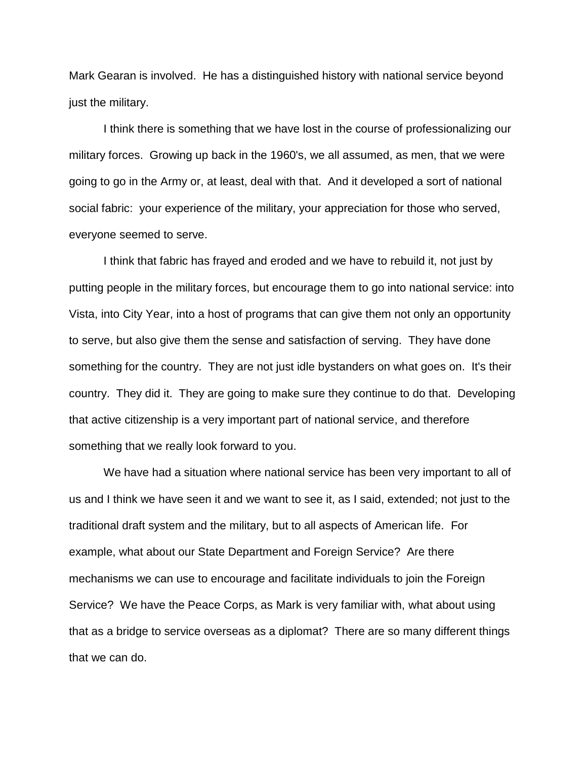Mark Gearan is involved. He has a distinguished history with national service beyond just the military.

I think there is something that we have lost in the course of professionalizing our military forces. Growing up back in the 1960's, we all assumed, as men, that we were going to go in the Army or, at least, deal with that. And it developed a sort of national social fabric: your experience of the military, your appreciation for those who served, everyone seemed to serve.

I think that fabric has frayed and eroded and we have to rebuild it, not just by putting people in the military forces, but encourage them to go into national service: into Vista, into City Year, into a host of programs that can give them not only an opportunity to serve, but also give them the sense and satisfaction of serving. They have done something for the country. They are not just idle bystanders on what goes on. It's their country. They did it. They are going to make sure they continue to do that. Developing that active citizenship is a very important part of national service, and therefore something that we really look forward to you.

We have had a situation where national service has been very important to all of us and I think we have seen it and we want to see it, as I said, extended; not just to the traditional draft system and the military, but to all aspects of American life. For example, what about our State Department and Foreign Service? Are there mechanisms we can use to encourage and facilitate individuals to join the Foreign Service? We have the Peace Corps, as Mark is very familiar with, what about using that as a bridge to service overseas as a diplomat? There are so many different things that we can do.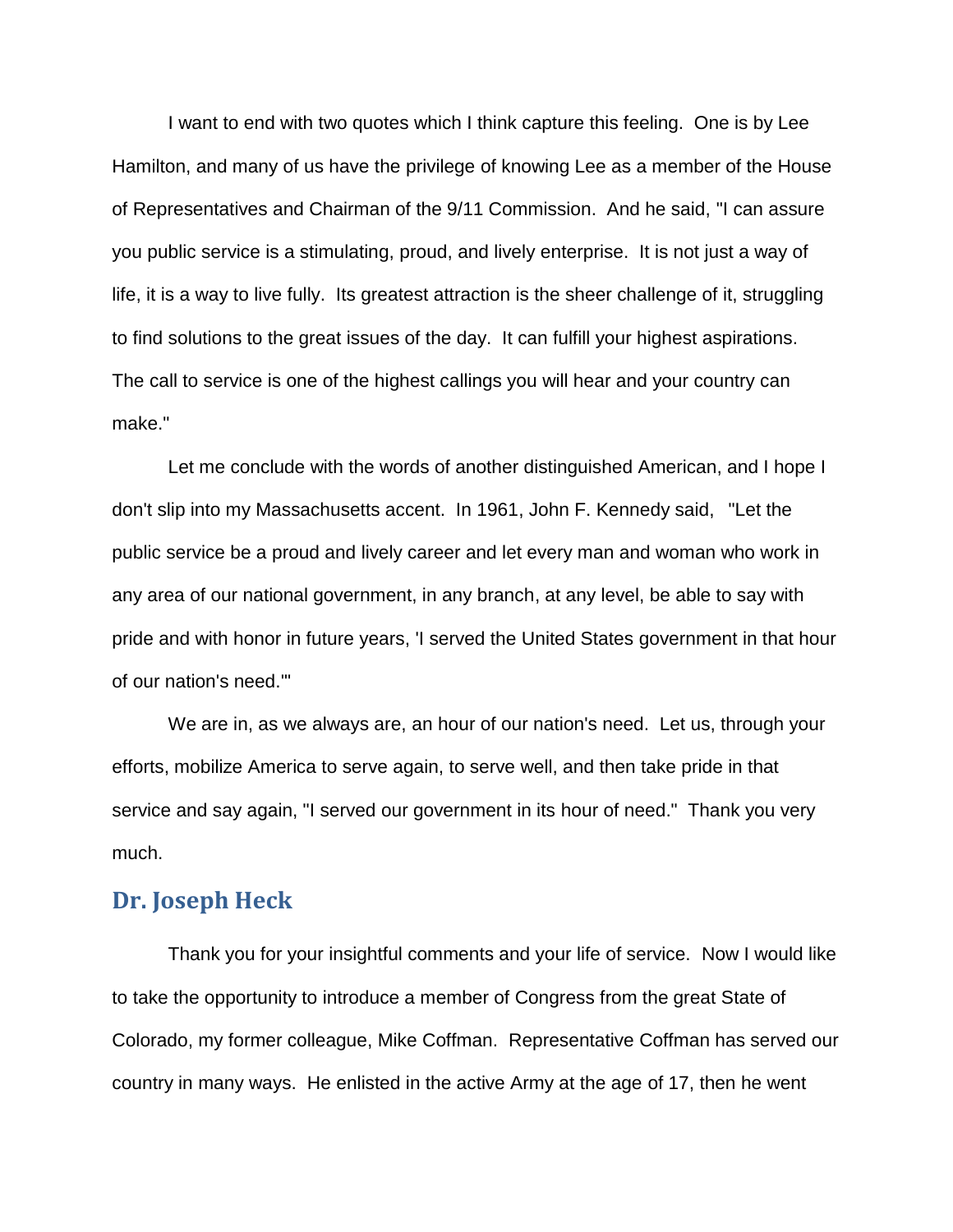I want to end with two quotes which I think capture this feeling. One is by Lee Hamilton, and many of us have the privilege of knowing Lee as a member of the House of Representatives and Chairman of the 9/11 Commission. And he said, "I can assure you public service is a stimulating, proud, and lively enterprise. It is not just a way of life, it is a way to live fully. Its greatest attraction is the sheer challenge of it, struggling to find solutions to the great issues of the day. It can fulfill your highest aspirations. The call to service is one of the highest callings you will hear and your country can make."

Let me conclude with the words of another distinguished American, and I hope I don't slip into my Massachusetts accent. In 1961, John F. Kennedy said, "Let the public service be a proud and lively career and let every man and woman who work in any area of our national government, in any branch, at any level, be able to say with pride and with honor in future years, 'I served the United States government in that hour of our nation's need.'"

We are in, as we always are, an hour of our nation's need. Let us, through your efforts, mobilize America to serve again, to serve well, and then take pride in that service and say again, "I served our government in its hour of need." Thank you very much.

## Dr. Joseph Heck

Thank you for your insightful comments and your life of service. Now I would like to take the opportunity to introduce a member of Congress from the great State of Colorado, my former colleague, Mike Coffman. Representative Coffman has served our country in many ways. He enlisted in the active Army at the age of 17, then he went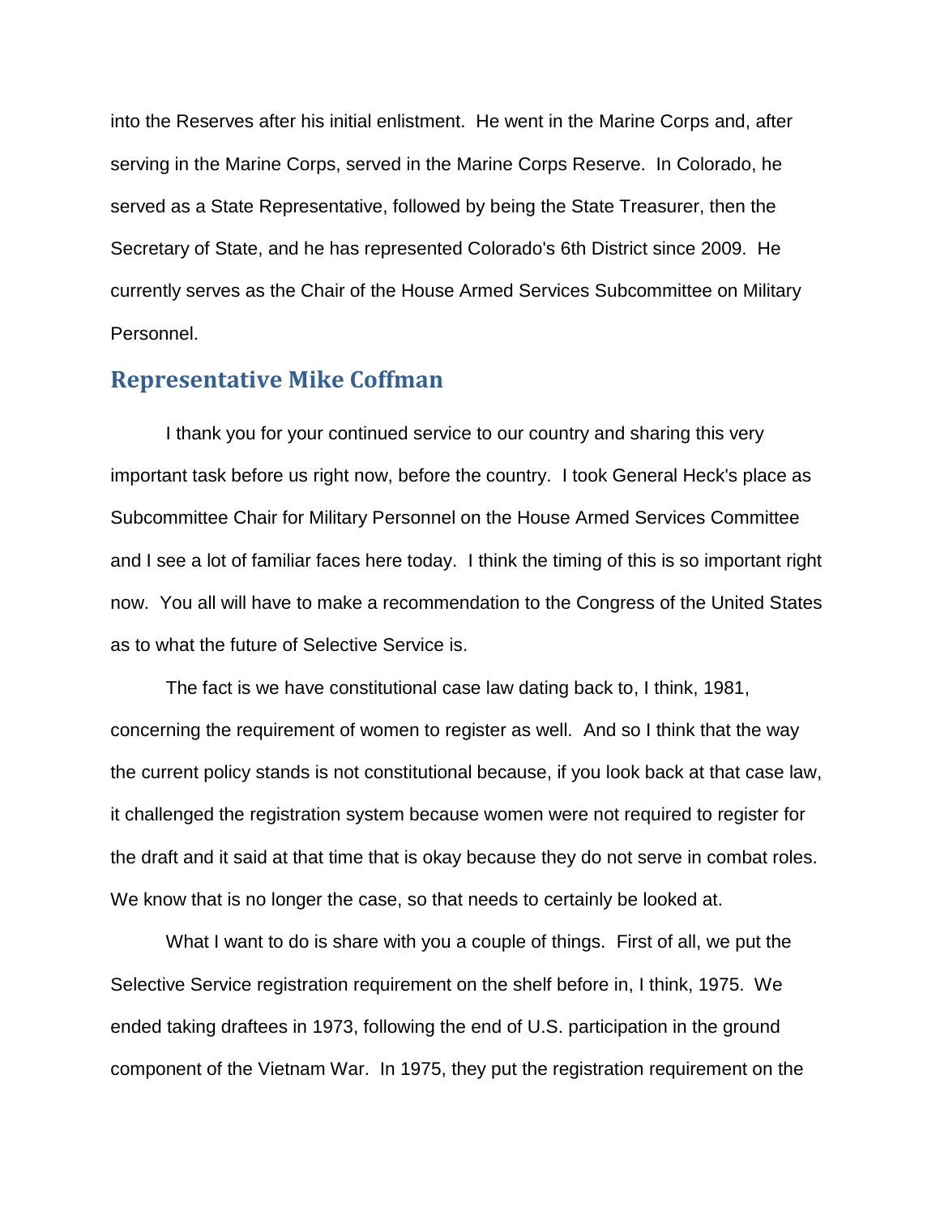into the Reserves after his initial enlistment. He went in the Marine Corps and, after serving in the Marine Corps, served in the Marine Corps Reserve. In Colorado, he served as a State Representative, followed by being the State Treasurer, then the Secretary of State, and he has represented Colorado's 6th District since 2009. He currently serves as the Chair of the House Armed Services Subcommittee on Military Personnel.

## Representative Mike Coffman

I thank you for your continued service to our country and sharing this very important task before us right now, before the country. I took General Heck's place as Subcommittee Chair for Military Personnel on the House Armed Services Committee and I see a lot of familiar faces here today. I think the timing of this is so important right now. You all will have to make a recommendation to the Congress of the United States as to what the future of Selective Service is.

The fact is we have constitutional case law dating back to, I think, 1981, concerning the requirement of women to register as well. And so I think that the way the current policy stands is not constitutional because, if you look back at that case law, it challenged the registration system because women were not required to register for the draft and it said at that time that is okay because they do not serve in combat roles. We know that is no longer the case, so that needs to certainly be looked at.

What I want to do is share with you a couple of things. First of all, we put the Selective Service registration requirement on the shelf before in, I think, 1975. We ended taking draftees in 1973, following the end of U.S. participation in the ground component of the Vietnam War. In 1975, they put the registration requirement on the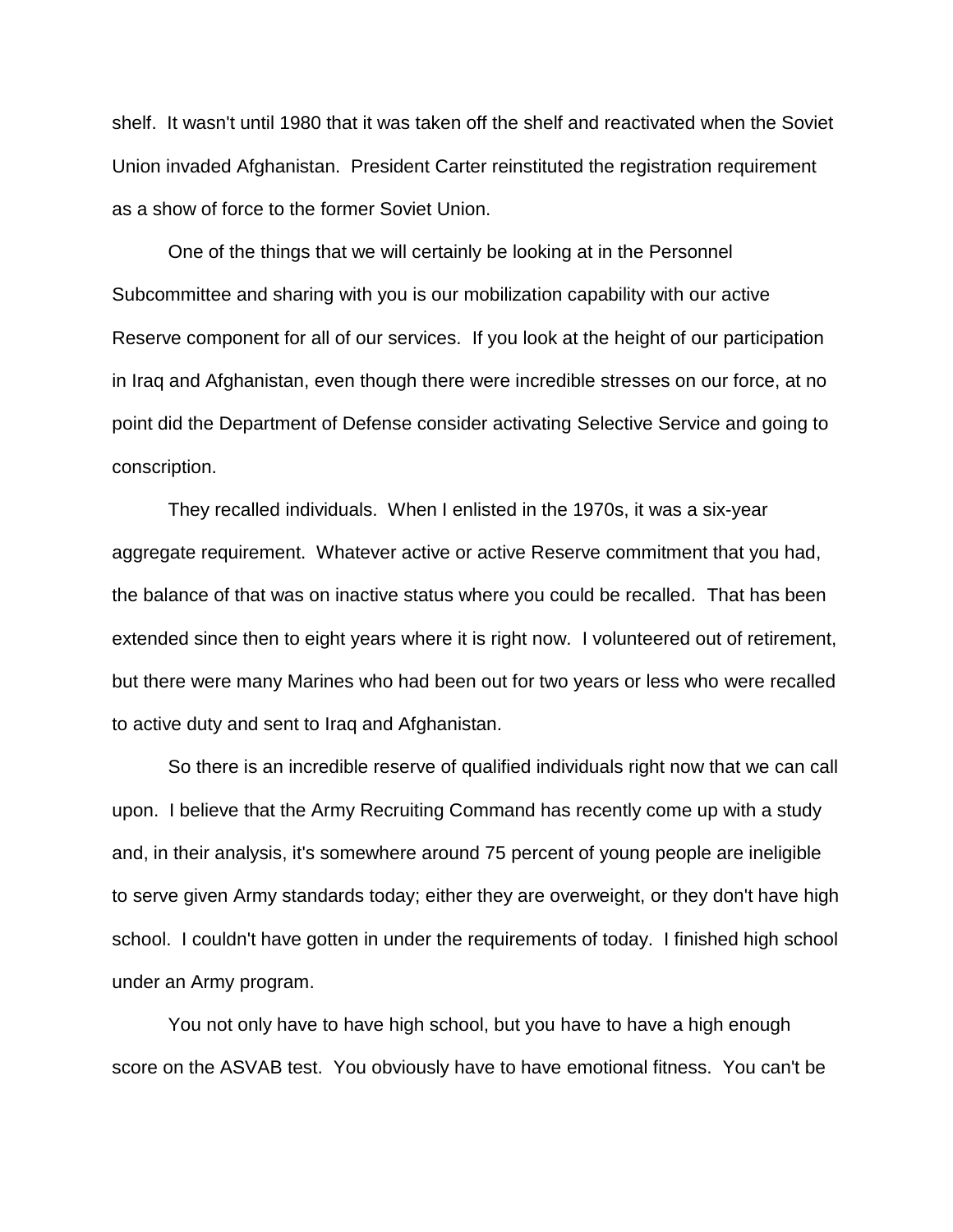shelf. It wasn't until 1980 that it was taken off the shelf and reactivated when the Soviet Union invaded Afghanistan. President Carter reinstituted the registration requirement as a show of force to the former Soviet Union.

One of the things that we will certainly be looking at in the Personnel Subcommittee and sharing with you is our mobilization capability with our active Reserve component for all of our services. If you look at the height of our participation in Iraq and Afghanistan, even though there were incredible stresses on our force, at no point did the Department of Defense consider activating Selective Service and going to conscription.

They recalled individuals. When I enlisted in the 1970s, it was a six-year aggregate requirement. Whatever active or active Reserve commitment that you had, the balance of that was on inactive status where you could be recalled. That has been extended since then to eight years where it is right now. I volunteered out of retirement, but there were many Marines who had been out for two years or less who were recalled to active duty and sent to Iraq and Afghanistan.

So there is an incredible reserve of qualified individuals right now that we can call upon. I believe that the Army Recruiting Command has recently come up with a study and, in their analysis, it's somewhere around 75 percent of young people are ineligible to serve given Army standards today; either they are overweight, or they don't have high school. I couldn't have gotten in under the requirements of today. I finished high school under an Army program.

You not only have to have high school, but you have to have a high enough score on the ASVAB test. You obviously have to have emotional fitness. You can't be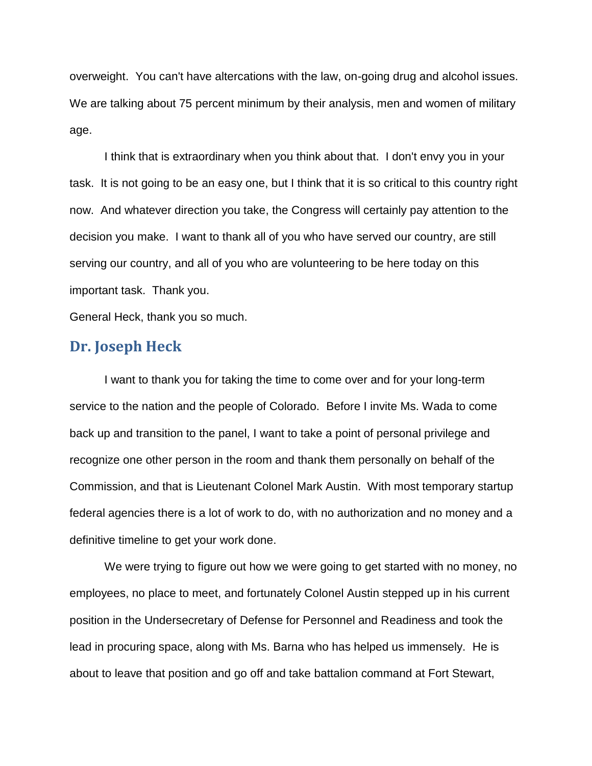overweight. You can't have altercations with the law, on-going drug and alcohol issues. We are talking about 75 percent minimum by their analysis, men and women of military age.

I think that is extraordinary when you think about that. I don't envy you in your task. It is not going to be an easy one, but I think that it is so critical to this country right now. And whatever direction you take, the Congress will certainly pay attention to the decision you make. I want to thank all of you who have served our country, are still serving our country, and all of you who are volunteering to be here today on this important task. Thank you.

General Heck, thank you so much.

## Dr. Joseph Heck

I want to thank you for taking the time to come over and for your long-term service to the nation and the people of Colorado. Before I invite Ms. Wada to come back up and transition to the panel, I want to take a point of personal privilege and recognize one other person in the room and thank them personally on behalf of the Commission, and that is Lieutenant Colonel Mark Austin. With most temporary startup federal agencies there is a lot of work to do, with no authorization and no money and a definitive timeline to get your work done.

We were trying to figure out how we were going to get started with no money, no employees, no place to meet, and fortunately Colonel Austin stepped up in his current position in the Undersecretary of Defense for Personnel and Readiness and took the lead in procuring space, along with Ms. Barna who has helped us immensely. He is about to leave that position and go off and take battalion command at Fort Stewart,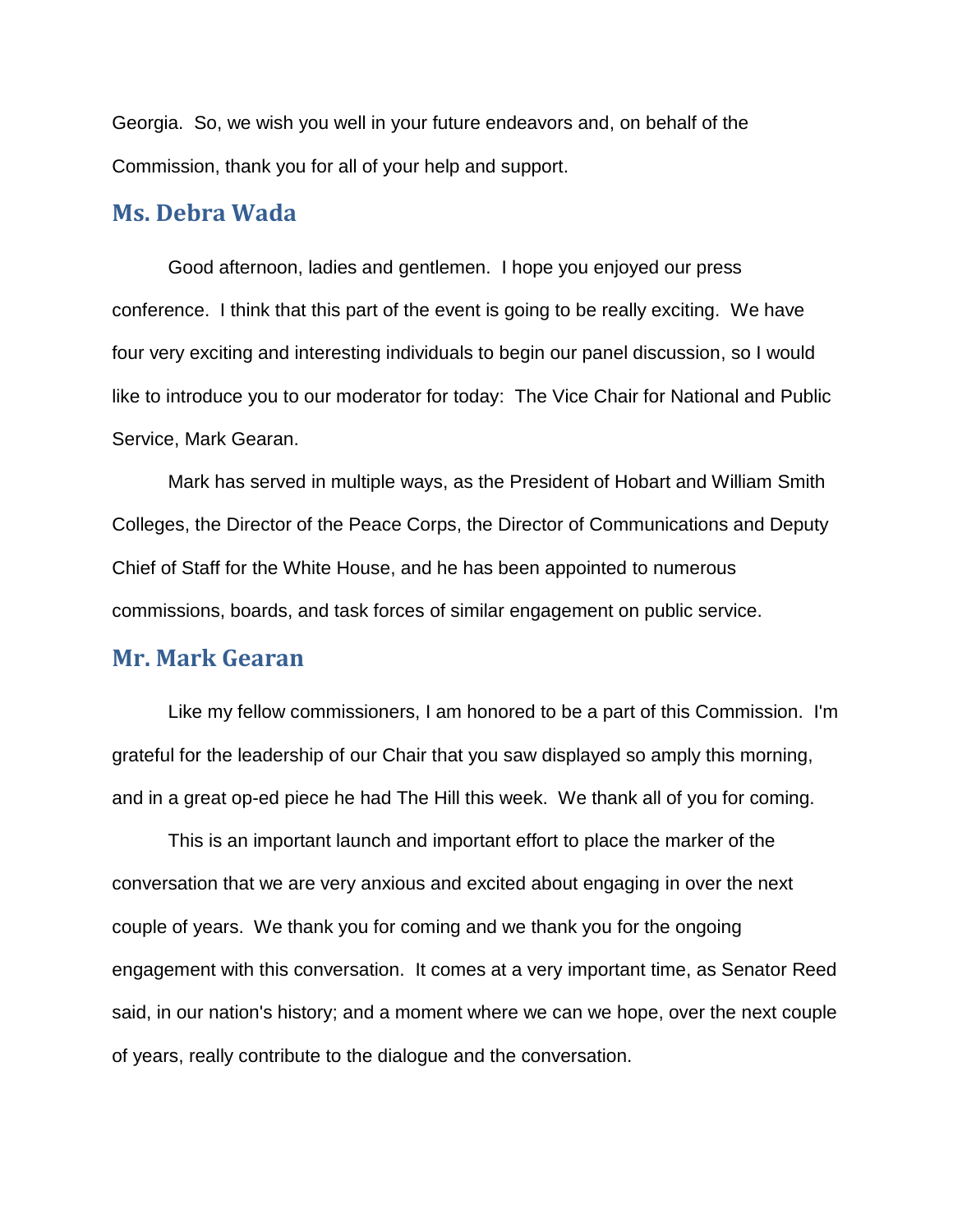Georgia. So, we wish you well in your future endeavors and, on behalf of the Commission, thank you for all of your help and support.

## Ms. Debra Wada

Good afternoon, ladies and gentlemen. I hope you enjoyed our press conference. I think that this part of the event is going to be really exciting. We have four very exciting and interesting individuals to begin our panel discussion, so I would like to introduce you to our moderator for today: The Vice Chair for National and Public Service, Mark Gearan.

Mark has served in multiple ways, as the President of Hobart and William Smith Colleges, the Director of the Peace Corps, the Director of Communications and Deputy Chief of Staff for the White House, and he has been appointed to numerous commissions, boards, and task forces of similar engagement on public service.

## Mr. Mark Gearan

Like my fellow commissioners, I am honored to be a part of this Commission. I'm grateful for the leadership of our Chair that you saw displayed so amply this morning, and in a great op-ed piece he had The Hill this week. We thank all of you for coming.

This is an important launch and important effort to place the marker of the conversation that we are very anxious and excited about engaging in over the next couple of years. We thank you for coming and we thank you for the ongoing engagement with this conversation. It comes at a very important time, as Senator Reed said, in our nation's history; and a moment where we can we hope, over the next couple of years, really contribute to the dialogue and the conversation.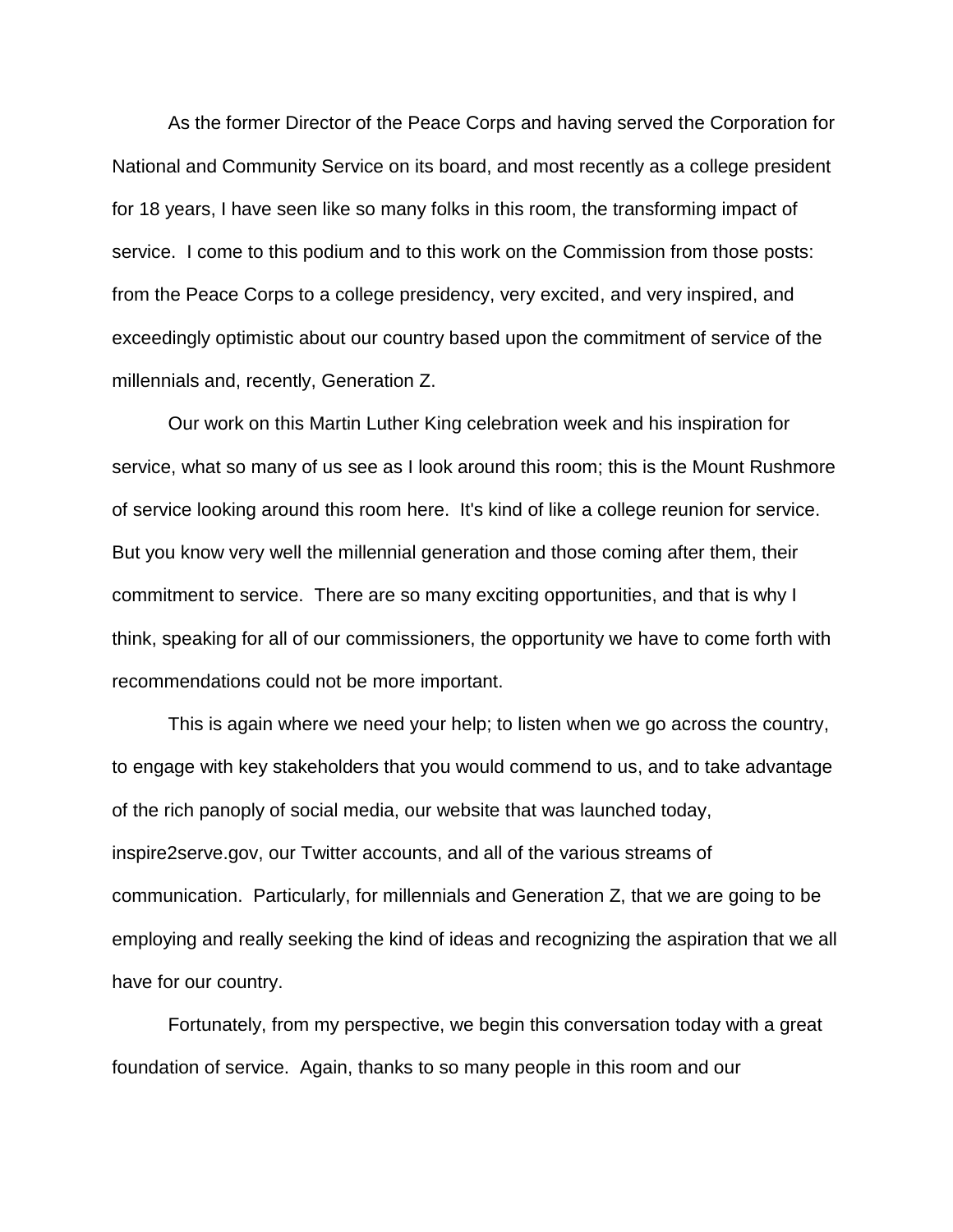As the former Director of the Peace Corps and having served the Corporation for National and Community Service on its board, and most recently as a college president for 18 years, I have seen like so many folks in this room, the transforming impact of service. I come to this podium and to this work on the Commission from those posts: from the Peace Corps to a college presidency, very excited, and very inspired, and exceedingly optimistic about our country based upon the commitment of service of the millennials and, recently, Generation Z.

Our work on this Martin Luther King celebration week and his inspiration for service, what so many of us see as I look around this room; this is the Mount Rushmore of service looking around this room here. It's kind of like a college reunion for service. But you know very well the millennial generation and those coming after them, their commitment to service. There are so many exciting opportunities, and that is why I think, speaking for all of our commissioners, the opportunity we have to come forth with recommendations could not be more important.

This is again where we need your help; to listen when we go across the country, to engage with key stakeholders that you would commend to us, and to take advantage of the rich panoply of social media, our website that was launched today, inspire2serve.gov, our Twitter accounts, and all of the various streams of communication. Particularly, for millennials and Generation Z, that we are going to be employing and really seeking the kind of ideas and recognizing the aspiration that we all have for our country.

Fortunately, from my perspective, we begin this conversation today with a great foundation of service. Again, thanks to so many people in this room and our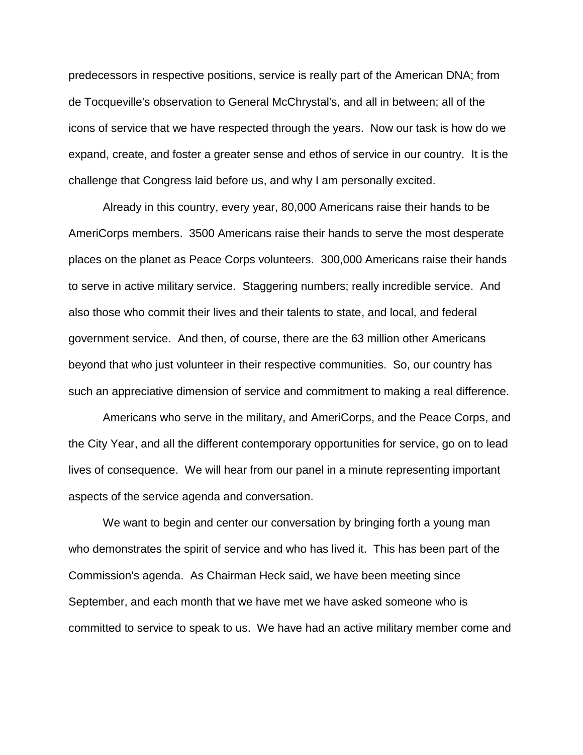predecessors in respective positions, service is really part of the American DNA; from de Tocqueville's observation to General McChrystal's, and all in between; all of the icons of service that we have respected through the years. Now our task is how do we expand, create, and foster a greater sense and ethos of service in our country. It is the challenge that Congress laid before us, and why I am personally excited.

Already in this country, every year, 80,000 Americans raise their hands to be AmeriCorps members. 3500 Americans raise their hands to serve the most desperate places on the planet as Peace Corps volunteers. 300,000 Americans raise their hands to serve in active military service. Staggering numbers; really incredible service. And also those who commit their lives and their talents to state, and local, and federal government service. And then, of course, there are the 63 million other Americans beyond that who just volunteer in their respective communities. So, our country has such an appreciative dimension of service and commitment to making a real difference.

Americans who serve in the military, and AmeriCorps, and the Peace Corps, and the City Year, and all the different contemporary opportunities for service, go on to lead lives of consequence. We will hear from our panel in a minute representing important aspects of the service agenda and conversation.

We want to begin and center our conversation by bringing forth a young man who demonstrates the spirit of service and who has lived it. This has been part of the Commission's agenda. As Chairman Heck said, we have been meeting since September, and each month that we have met we have asked someone who is committed to service to speak to us. We have had an active military member come and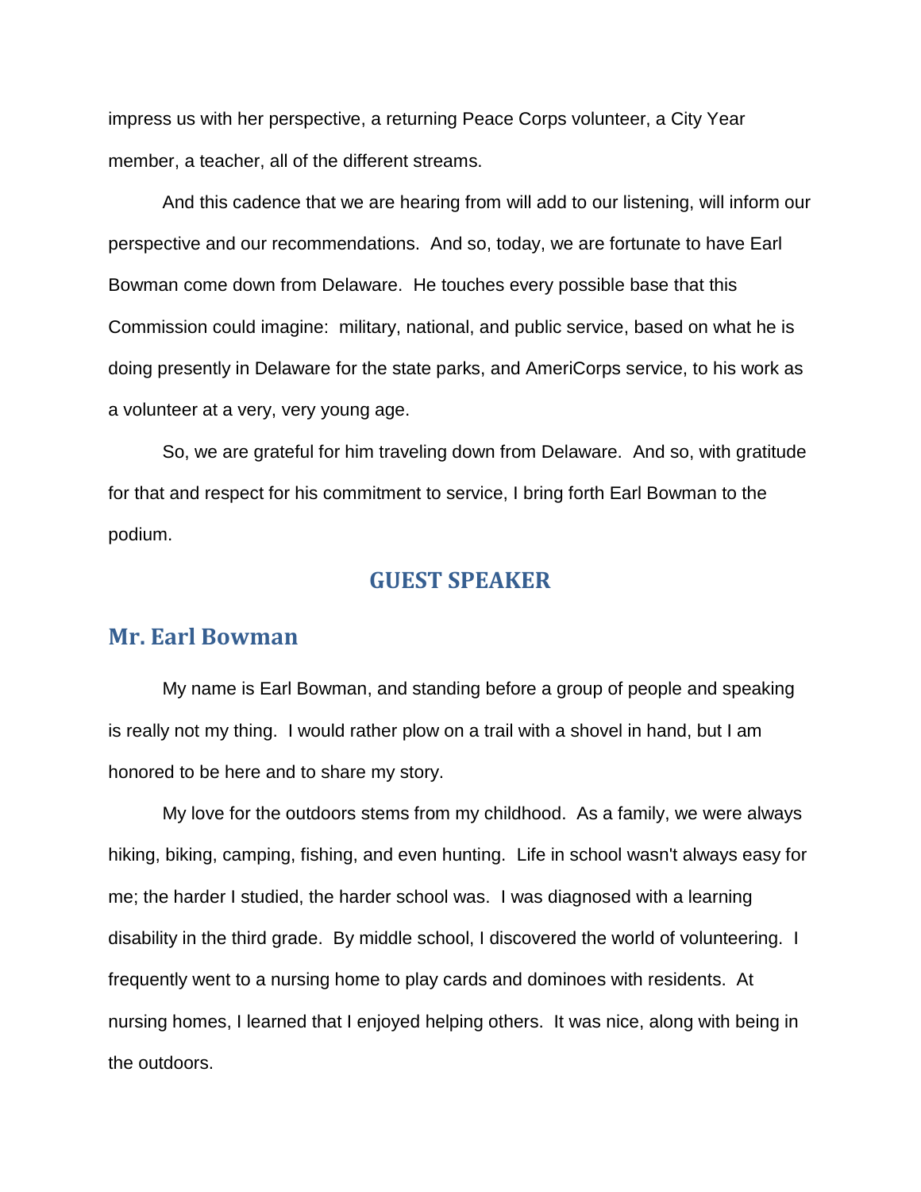impress us with her perspective, a returning Peace Corps volunteer, a City Year member, a teacher, all of the different streams.

And this cadence that we are hearing from will add to our listening, will inform our perspective and our recommendations. And so, today, we are fortunate to have Earl Bowman come down from Delaware. He touches every possible base that this Commission could imagine: military, national, and public service, based on what he is doing presently in Delaware for the state parks, and AmeriCorps service, to his work as a volunteer at a very, very young age.

So, we are grateful for him traveling down from Delaware. And so, with gratitude for that and respect for his commitment to service, I bring forth Earl Bowman to the podium.

## GUEST SPEAKER

### Mr. Earl Bowman

My name is Earl Bowman, and standing before a group of people and speaking is really not my thing. I would rather plow on a trail with a shovel in hand, but I am honored to be here and to share my story.

My love for the outdoors stems from my childhood. As a family, we were always hiking, biking, camping, fishing, and even hunting. Life in school wasn't always easy for me; the harder I studied, the harder school was. I was diagnosed with a learning disability in the third grade. By middle school, I discovered the world of volunteering. I frequently went to a nursing home to play cards and dominoes with residents. At nursing homes, I learned that I enjoyed helping others. It was nice, along with being in the outdoors.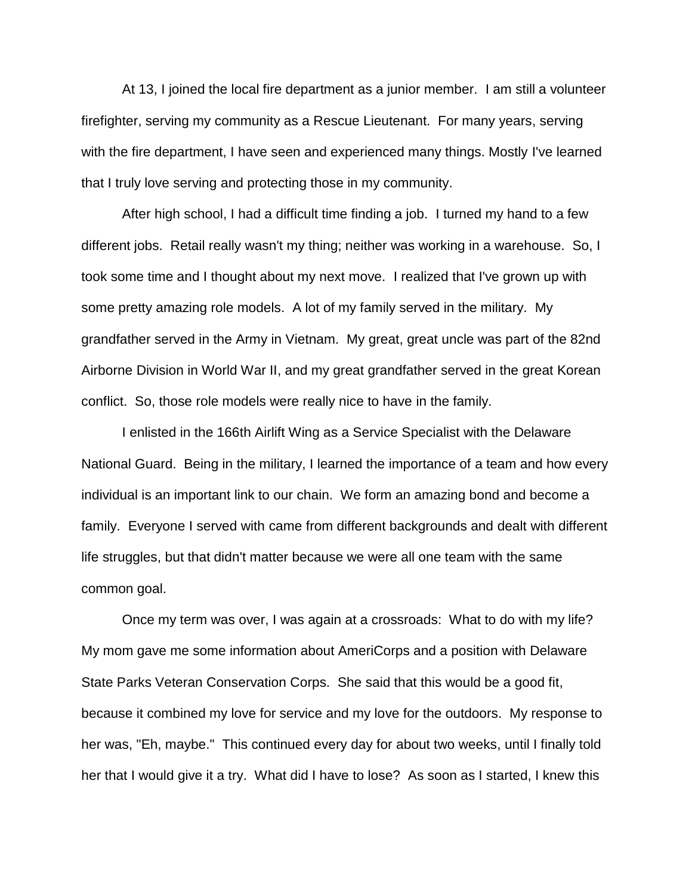At 13, I joined the local fire department as a junior member. I am still a volunteer firefighter, serving my community as a Rescue Lieutenant. For many years, serving with the fire department, I have seen and experienced many things. Mostly I've learned that I truly love serving and protecting those in my community.

After high school, I had a difficult time finding a job. I turned my hand to a few different jobs. Retail really wasn't my thing; neither was working in a warehouse. So, I took some time and I thought about my next move. I realized that I've grown up with some pretty amazing role models. A lot of my family served in the military. My grandfather served in the Army in Vietnam. My great, great uncle was part of the 82nd Airborne Division in World War II, and my great grandfather served in the great Korean conflict. So, those role models were really nice to have in the family.

I enlisted in the 166th Airlift Wing as a Service Specialist with the Delaware National Guard. Being in the military, I learned the importance of a team and how every individual is an important link to our chain. We form an amazing bond and become a family. Everyone I served with came from different backgrounds and dealt with different life struggles, but that didn't matter because we were all one team with the same common goal.

Once my term was over, I was again at a crossroads: What to do with my life? My mom gave me some information about AmeriCorps and a position with Delaware State Parks Veteran Conservation Corps. She said that this would be a good fit, because it combined my love for service and my love for the outdoors. My response to her was, "Eh, maybe." This continued every day for about two weeks, until I finally told her that I would give it a try. What did I have to lose? As soon as I started, I knew this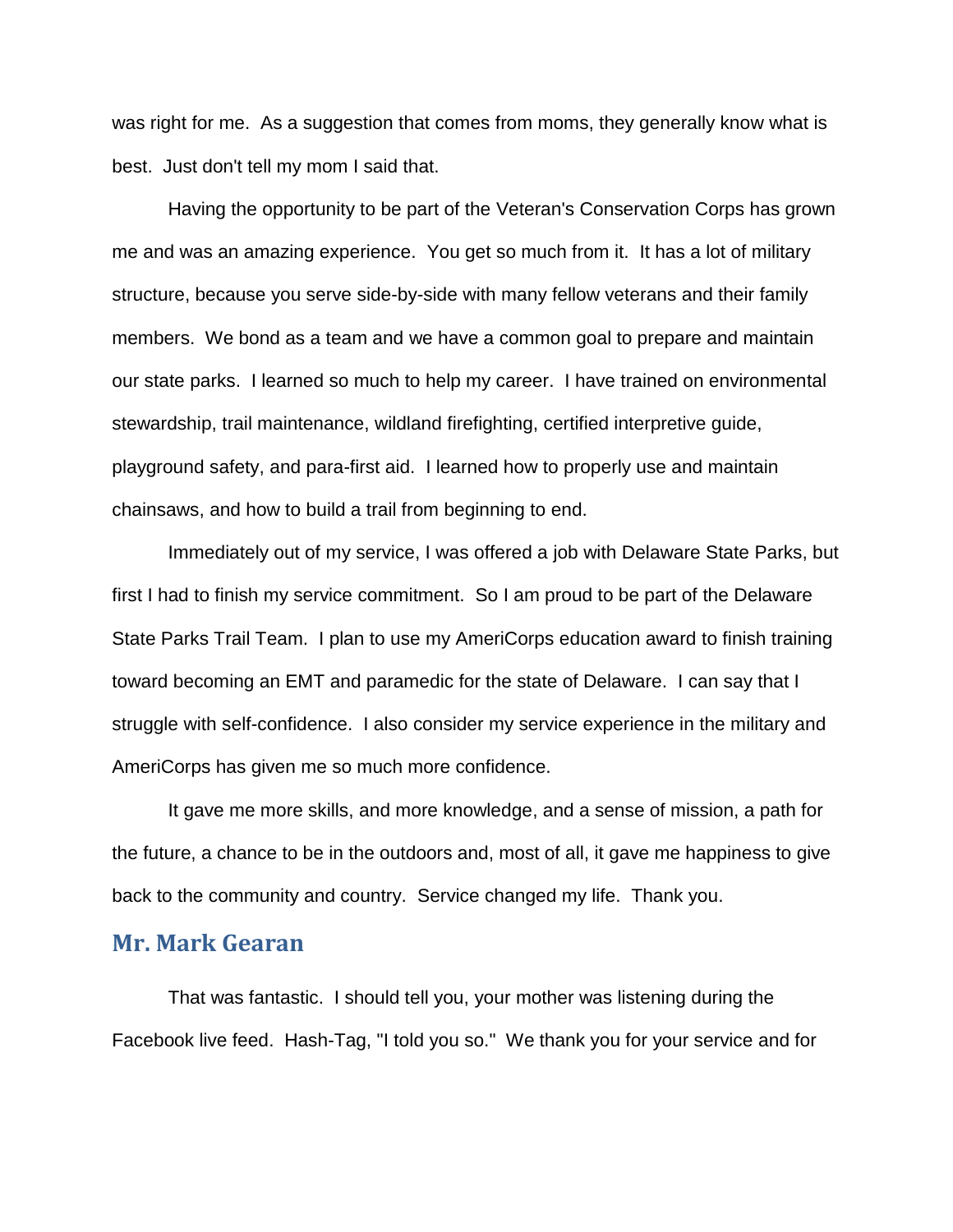was right for me. As a suggestion that comes from moms, they generally know what is best. Just don't tell my mom I said that.

Having the opportunity to be part of the Veteran's Conservation Corps has grown me and was an amazing experience. You get so much from it. It has a lot of military structure, because you serve side-by-side with many fellow veterans and their family members. We bond as a team and we have a common goal to prepare and maintain our state parks. I learned so much to help my career. I have trained on environmental stewardship, trail maintenance, wildland firefighting, certified interpretive guide, playground safety, and para-first aid. I learned how to properly use and maintain chainsaws, and how to build a trail from beginning to end.

Immediately out of my service, I was offered a job with Delaware State Parks, but first I had to finish my service commitment. So I am proud to be part of the Delaware State Parks Trail Team. I plan to use my AmeriCorps education award to finish training toward becoming an EMT and paramedic for the state of Delaware. I can say that I struggle with self-confidence. I also consider my service experience in the military and AmeriCorps has given me so much more confidence.

It gave me more skills, and more knowledge, and a sense of mission, a path for the future, a chance to be in the outdoors and, most of all, it gave me happiness to give back to the community and country. Service changed my life. Thank you.

## Mr. Mark Gearan

That was fantastic. I should tell you, your mother was listening during the Facebook live feed. Hash-Tag, "I told you so." We thank you for your service and for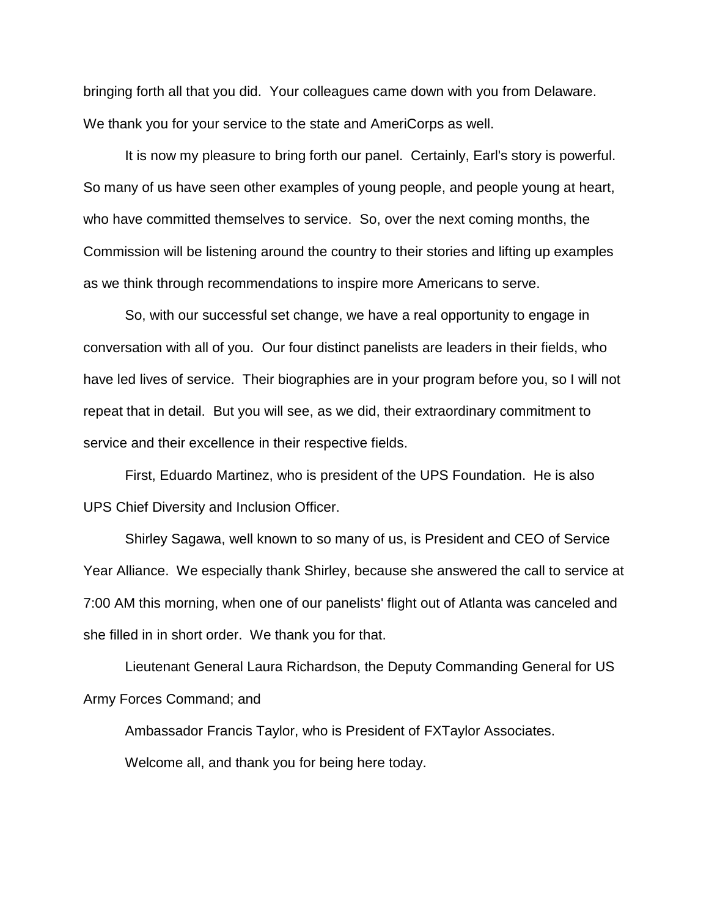bringing forth all that you did. Your colleagues came down with you from Delaware. We thank you for your service to the state and AmeriCorps as well.

It is now my pleasure to bring forth our panel. Certainly, Earl's story is powerful. So many of us have seen other examples of young people, and people young at heart, who have committed themselves to service. So, over the next coming months, the Commission will be listening around the country to their stories and lifting up examples as we think through recommendations to inspire more Americans to serve.

So, with our successful set change, we have a real opportunity to engage in conversation with all of you. Our four distinct panelists are leaders in their fields, who have led lives of service. Their biographies are in your program before you, so I will not repeat that in detail. But you will see, as we did, their extraordinary commitment to service and their excellence in their respective fields.

First, Eduardo Martinez, who is president of the UPS Foundation. He is also UPS Chief Diversity and Inclusion Officer.

Shirley Sagawa, well known to so many of us, is President and CEO of Service Year Alliance. We especially thank Shirley, because she answered the call to service at 7:00 AM this morning, when one of our panelists' flight out of Atlanta was canceled and she filled in in short order. We thank you for that.

Lieutenant General Laura Richardson, the Deputy Commanding General for US Army Forces Command; and

Ambassador Francis Taylor, who is President of FXTaylor Associates.

Welcome all, and thank you for being here today.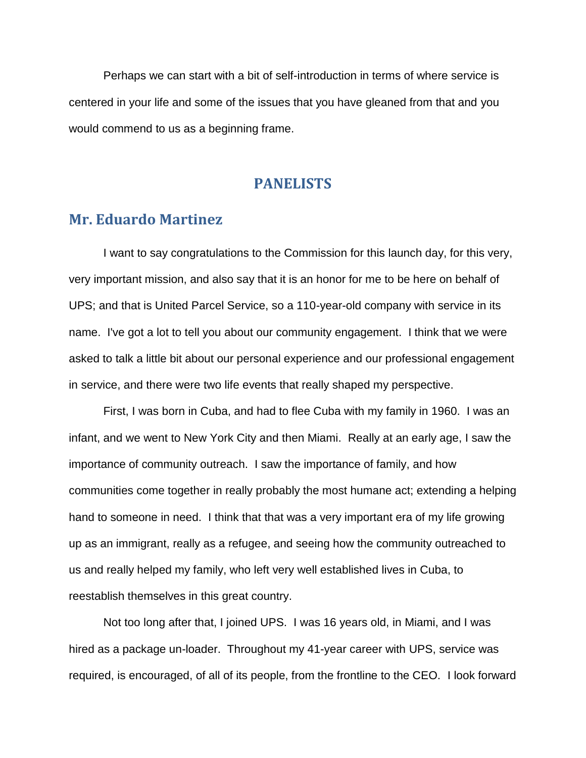Perhaps we can start with a bit of self-introduction in terms of where service is centered in your life and some of the issues that you have gleaned from that and you would commend to us as a beginning frame.

## PANELISTS

### Mr. Eduardo Martinez

I want to say congratulations to the Commission for this launch day, for this very, very important mission, and also say that it is an honor for me to be here on behalf of UPS; and that is United Parcel Service, so a 110-year-old company with service in its name. I've got a lot to tell you about our community engagement. I think that we were asked to talk a little bit about our personal experience and our professional engagement in service, and there were two life events that really shaped my perspective.

First, I was born in Cuba, and had to flee Cuba with my family in 1960. I was an infant, and we went to New York City and then Miami. Really at an early age, I saw the importance of community outreach. I saw the importance of family, and how communities come together in really probably the most humane act; extending a helping hand to someone in need. I think that that was a very important era of my life growing up as an immigrant, really as a refugee, and seeing how the community outreached to us and really helped my family, who left very well established lives in Cuba, to reestablish themselves in this great country.

Not too long after that, I joined UPS. I was 16 years old, in Miami, and I was hired as a package un-loader. Throughout my 41-year career with UPS, service was required, is encouraged, of all of its people, from the frontline to the CEO. I look forward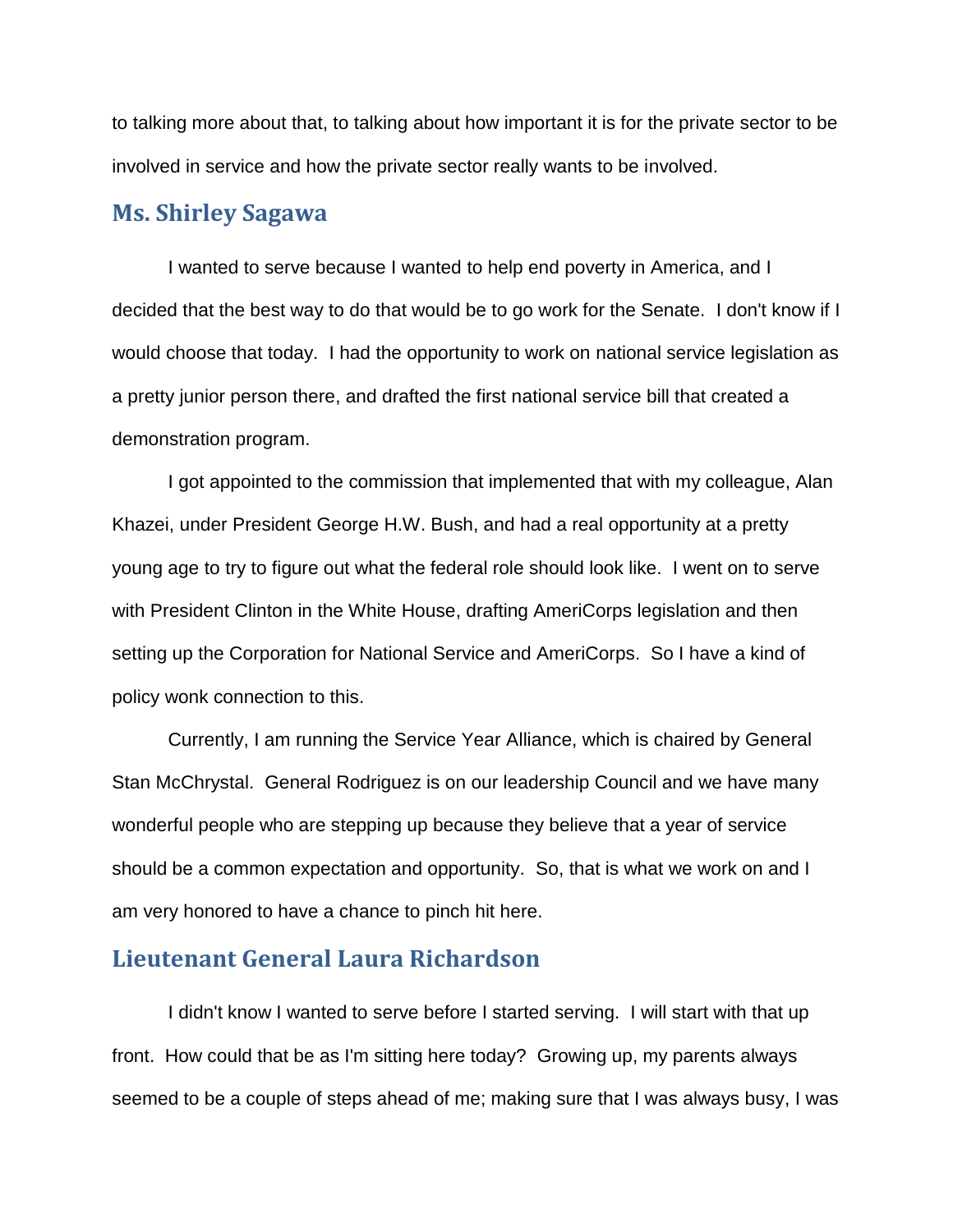to talking more about that, to talking about how important it is for the private sector to be involved in service and how the private sector really wants to be involved.

## Ms. Shirley Sagawa

I wanted to serve because I wanted to help end poverty in America, and I decided that the best way to do that would be to go work for the Senate. I don't know if I would choose that today. I had the opportunity to work on national service legislation as a pretty junior person there, and drafted the first national service bill that created a demonstration program.

I got appointed to the commission that implemented that with my colleague, Alan Khazei, under President George H.W. Bush, and had a real opportunity at a pretty young age to try to figure out what the federal role should look like. I went on to serve with President Clinton in the White House, drafting AmeriCorps legislation and then setting up the Corporation for National Service and AmeriCorps. So I have a kind of policy wonk connection to this.

Currently, I am running the Service Year Alliance, which is chaired by General Stan McChrystal. General Rodriguez is on our leadership Council and we have many wonderful people who are stepping up because they believe that a year of service should be a common expectation and opportunity. So, that is what we work on and I am very honored to have a chance to pinch hit here.

## Lieutenant General Laura Richardson

I didn't know I wanted to serve before I started serving. I will start with that up front. How could that be as I'm sitting here today? Growing up, my parents always seemed to be a couple of steps ahead of me; making sure that I was always busy, I was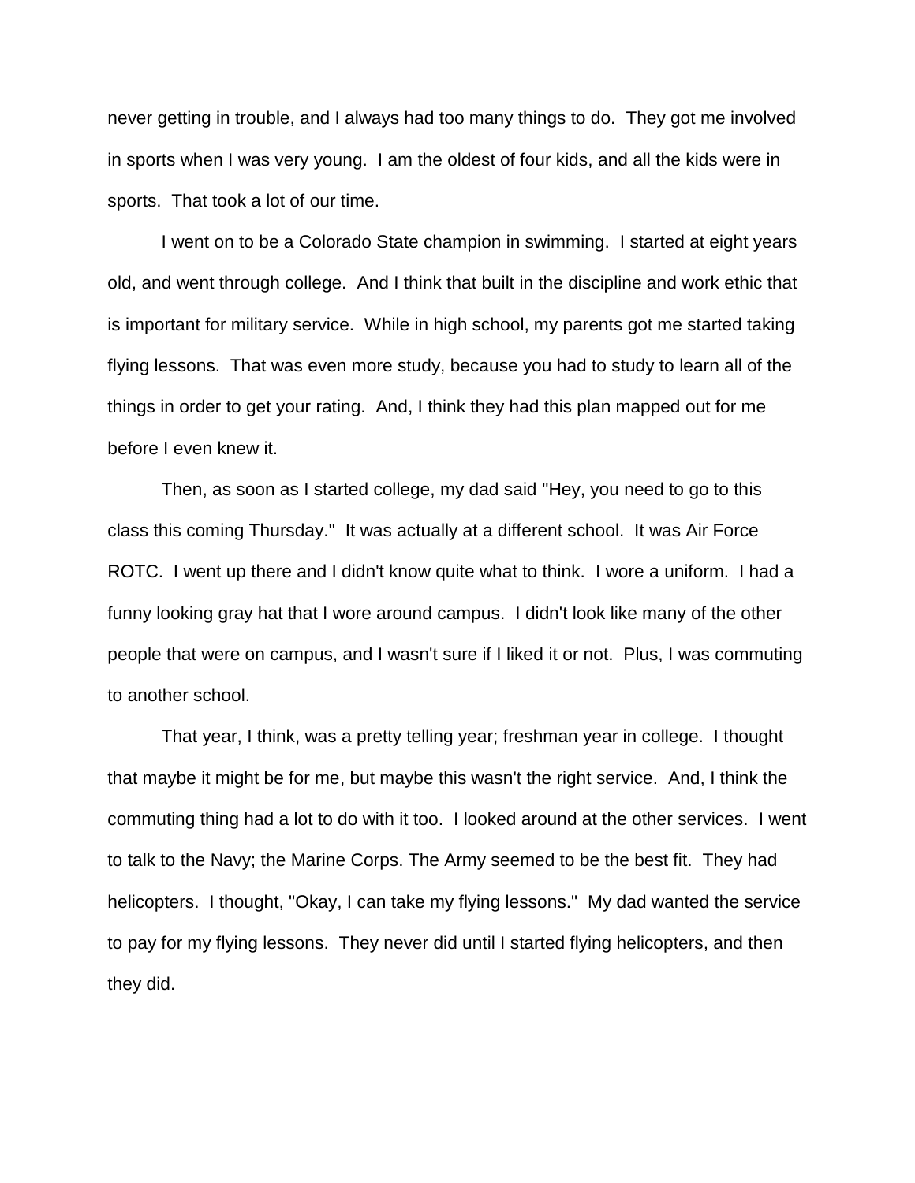never getting in trouble, and I always had too many things to do. They got me involved in sports when I was very young. I am the oldest of four kids, and all the kids were in sports. That took a lot of our time.

I went on to be a Colorado State champion in swimming. I started at eight years old, and went through college. And I think that built in the discipline and work ethic that is important for military service. While in high school, my parents got me started taking flying lessons. That was even more study, because you had to study to learn all of the things in order to get your rating. And, I think they had this plan mapped out for me before I even knew it.

Then, as soon as I started college, my dad said "Hey, you need to go to this class this coming Thursday." It was actually at a different school. It was Air Force ROTC. I went up there and I didn't know quite what to think. I wore a uniform. I had a funny looking gray hat that I wore around campus. I didn't look like many of the other people that were on campus, and I wasn't sure if I liked it or not. Plus, I was commuting to another school.

That year, I think, was a pretty telling year; freshman year in college. I thought that maybe it might be for me, but maybe this wasn't the right service. And, I think the commuting thing had a lot to do with it too. I looked around at the other services. I went to talk to the Navy; the Marine Corps. The Army seemed to be the best fit. They had helicopters. I thought, "Okay, I can take my flying lessons." My dad wanted the service to pay for my flying lessons. They never did until I started flying helicopters, and then they did.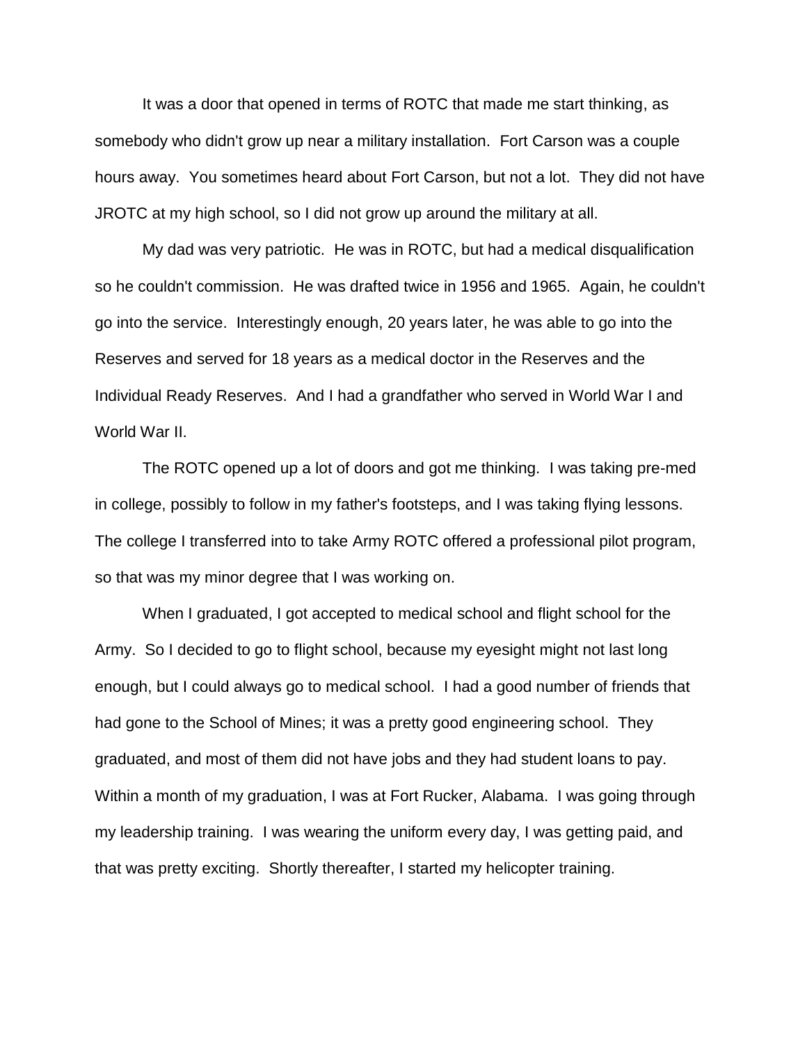It was a door that opened in terms of ROTC that made me start thinking, as somebody who didn't grow up near a military installation. Fort Carson was a couple hours away. You sometimes heard about Fort Carson, but not a lot. They did not have JROTC at my high school, so I did not grow up around the military at all.

My dad was very patriotic. He was in ROTC, but had a medical disqualification so he couldn't commission. He was drafted twice in 1956 and 1965. Again, he couldn't go into the service. Interestingly enough, 20 years later, he was able to go into the Reserves and served for 18 years as a medical doctor in the Reserves and the Individual Ready Reserves. And I had a grandfather who served in World War I and World War II.

The ROTC opened up a lot of doors and got me thinking. I was taking pre-med in college, possibly to follow in my father's footsteps, and I was taking flying lessons. The college I transferred into to take Army ROTC offered a professional pilot program, so that was my minor degree that I was working on.

When I graduated, I got accepted to medical school and flight school for the Army. So I decided to go to flight school, because my eyesight might not last long enough, but I could always go to medical school. I had a good number of friends that had gone to the School of Mines; it was a pretty good engineering school. They graduated, and most of them did not have jobs and they had student loans to pay. Within a month of my graduation, I was at Fort Rucker, Alabama. I was going through my leadership training. I was wearing the uniform every day, I was getting paid, and that was pretty exciting. Shortly thereafter, I started my helicopter training.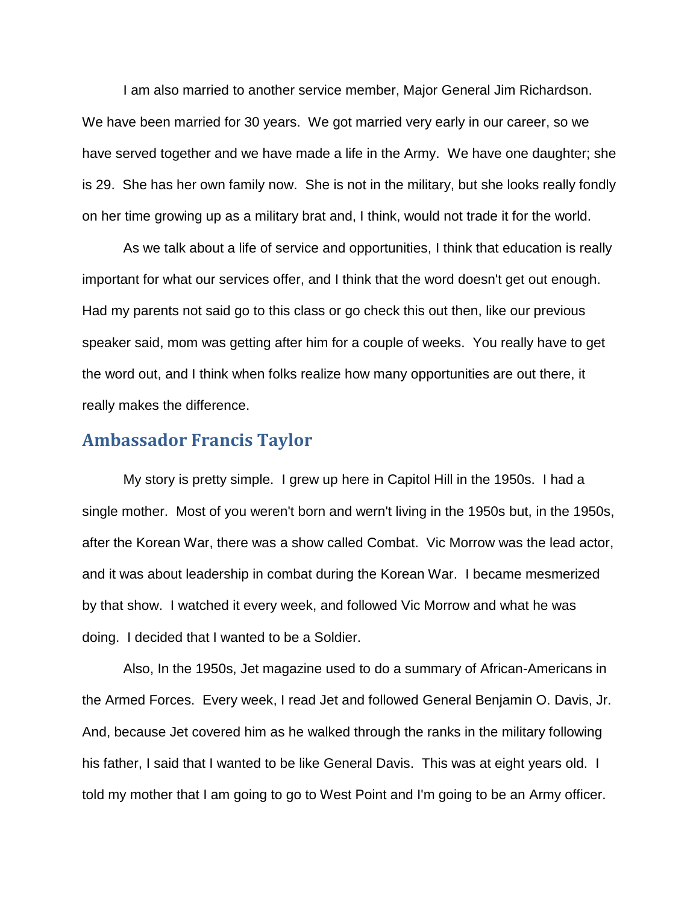I am also married to another service member, Major General Jim Richardson. We have been married for 30 years. We got married very early in our career, so we have served together and we have made a life in the Army. We have one daughter; she is 29. She has her own family now. She is not in the military, but she looks really fondly on her time growing up as a military brat and, I think, would not trade it for the world.

As we talk about a life of service and opportunities, I think that education is really important for what our services offer, and I think that the word doesn't get out enough. Had my parents not said go to this class or go check this out then, like our previous speaker said, mom was getting after him for a couple of weeks. You really have to get the word out, and I think when folks realize how many opportunities are out there, it really makes the difference.

## Ambassador Francis Taylor

My story is pretty simple. I grew up here in Capitol Hill in the 1950s. I had a single mother. Most of you weren't born and wern't living in the 1950s but, in the 1950s, after the Korean War, there was a show called Combat. Vic Morrow was the lead actor, and it was about leadership in combat during the Korean War. I became mesmerized by that show. I watched it every week, and followed Vic Morrow and what he was doing. I decided that I wanted to be a Soldier.

Also, In the 1950s, Jet magazine used to do a summary of African-Americans in the Armed Forces. Every week, I read Jet and followed General Benjamin O. Davis, Jr. And, because Jet covered him as he walked through the ranks in the military following his father, I said that I wanted to be like General Davis. This was at eight years old. I told my mother that I am going to go to West Point and I'm going to be an Army officer.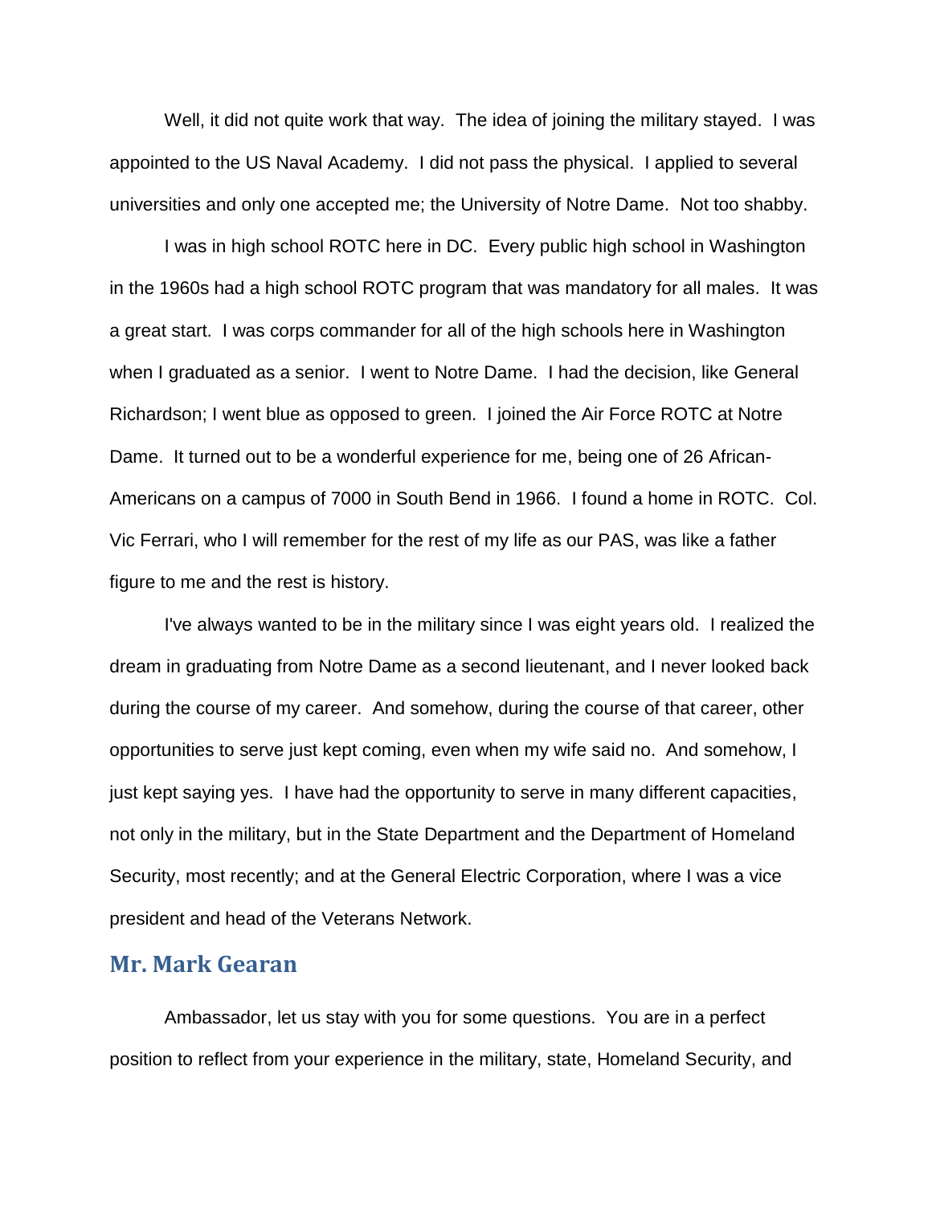Well, it did not quite work that way. The idea of joining the military stayed. I was appointed to the US Naval Academy. I did not pass the physical. I applied to several universities and only one accepted me; the University of Notre Dame. Not too shabby.

I was in high school ROTC here in DC. Every public high school in Washington in the 1960s had a high school ROTC program that was mandatory for all males. It was a great start. I was corps commander for all of the high schools here in Washington when I graduated as a senior. I went to Notre Dame. I had the decision, like General Richardson; I went blue as opposed to green. I joined the Air Force ROTC at Notre Dame. It turned out to be a wonderful experience for me, being one of 26 African-Americans on a campus of 7000 in South Bend in 1966. I found a home in ROTC. Col. Vic Ferrari, who I will remember for the rest of my life as our PAS, was like a father figure to me and the rest is history.

I've always wanted to be in the military since I was eight years old. I realized the dream in graduating from Notre Dame as a second lieutenant, and I never looked back during the course of my career. And somehow, during the course of that career, other opportunities to serve just kept coming, even when my wife said no. And somehow, I just kept saying yes. I have had the opportunity to serve in many different capacities, not only in the military, but in the State Department and the Department of Homeland Security, most recently; and at the General Electric Corporation, where I was a vice president and head of the Veterans Network.

## Mr. Mark Gearan

Ambassador, let us stay with you for some questions. You are in a perfect position to reflect from your experience in the military, state, Homeland Security, and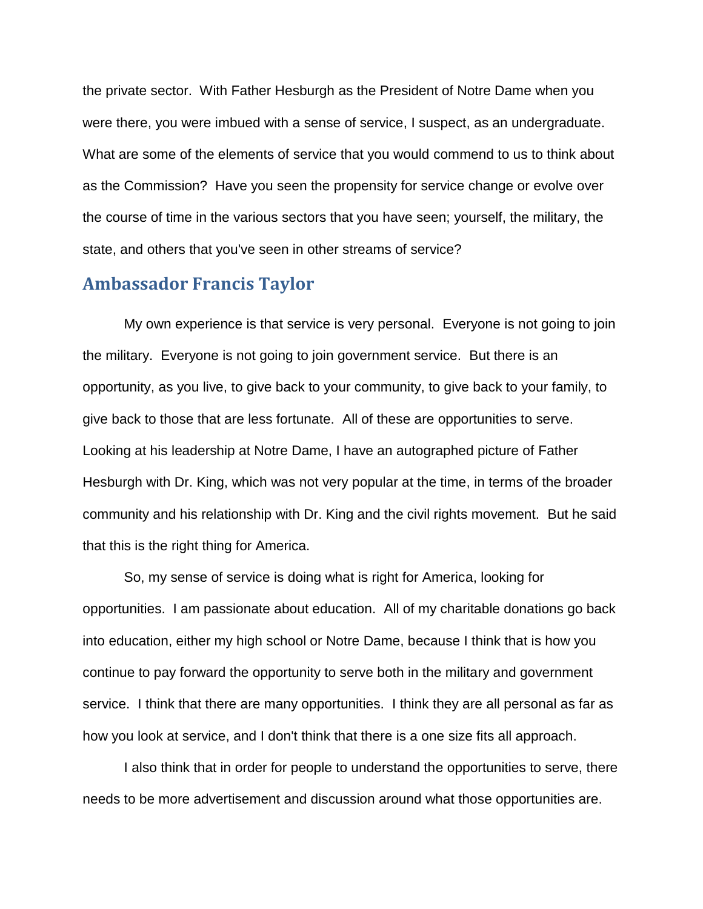the private sector. With Father Hesburgh as the President of Notre Dame when you were there, you were imbued with a sense of service, I suspect, as an undergraduate. What are some of the elements of service that you would commend to us to think about as the Commission? Have you seen the propensity for service change or evolve over the course of time in the various sectors that you have seen; yourself, the military, the state, and others that you've seen in other streams of service?

## Ambassador Francis Taylor

My own experience is that service is very personal. Everyone is not going to join the military. Everyone is not going to join government service. But there is an opportunity, as you live, to give back to your community, to give back to your family, to give back to those that are less fortunate. All of these are opportunities to serve. Looking at his leadership at Notre Dame, I have an autographed picture of Father Hesburgh with Dr. King, which was not very popular at the time, in terms of the broader community and his relationship with Dr. King and the civil rights movement. But he said that this is the right thing for America.

So, my sense of service is doing what is right for America, looking for opportunities. I am passionate about education. All of my charitable donations go back into education, either my high school or Notre Dame, because I think that is how you continue to pay forward the opportunity to serve both in the military and government service. I think that there are many opportunities. I think they are all personal as far as how you look at service, and I don't think that there is a one size fits all approach.

I also think that in order for people to understand the opportunities to serve, there needs to be more advertisement and discussion around what those opportunities are.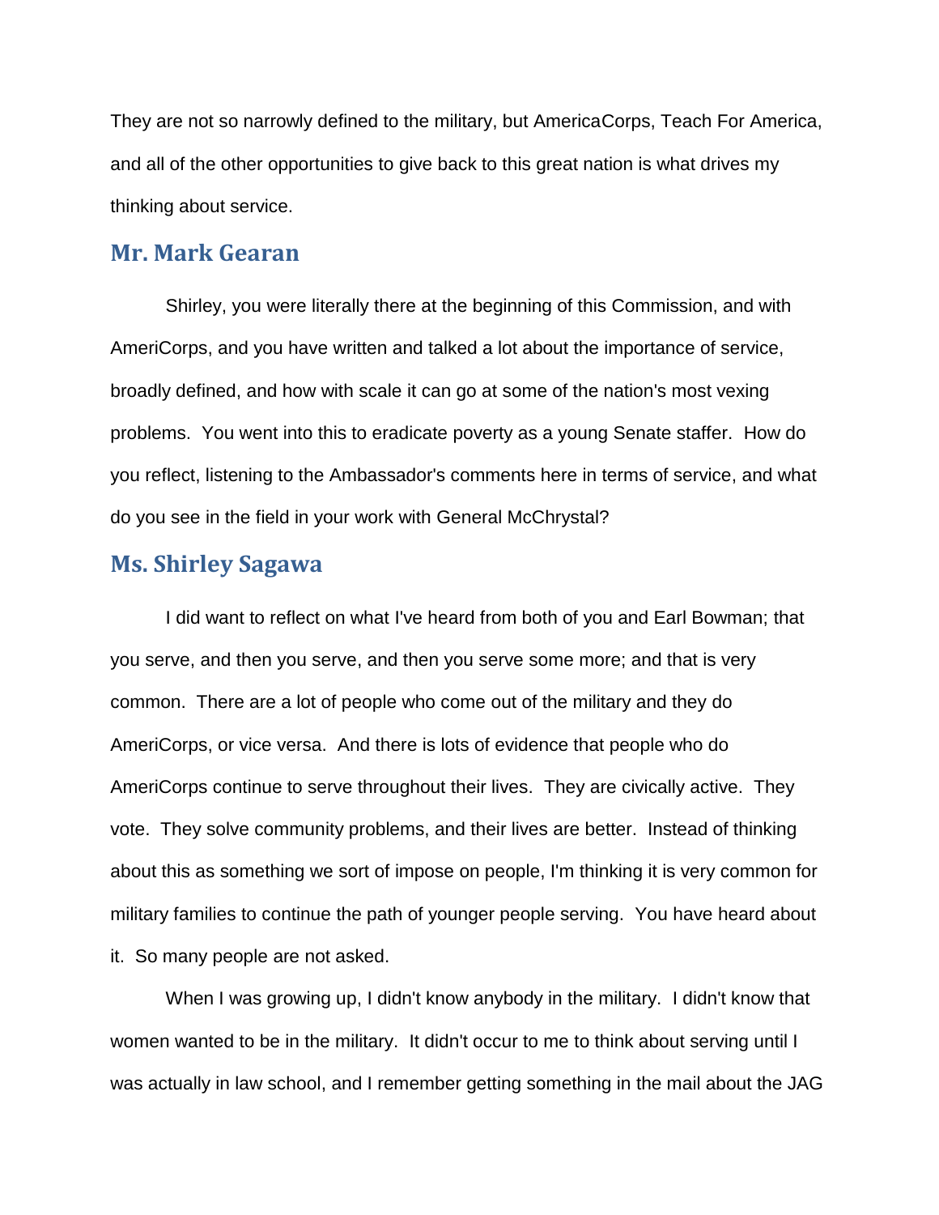They are not so narrowly defined to the military, but AmericaCorps, Teach For America, and all of the other opportunities to give back to this great nation is what drives my thinking about service.

## Mr. Mark Gearan

Shirley, you were literally there at the beginning of this Commission, and with AmeriCorps, and you have written and talked a lot about the importance of service, broadly defined, and how with scale it can go at some of the nation's most vexing problems. You went into this to eradicate poverty as a young Senate staffer. How do you reflect, listening to the Ambassador's comments here in terms of service, and what do you see in the field in your work with General McChrystal?

## Ms. Shirley Sagawa

I did want to reflect on what I've heard from both of you and Earl Bowman; that you serve, and then you serve, and then you serve some more; and that is very common. There are a lot of people who come out of the military and they do AmeriCorps, or vice versa. And there is lots of evidence that people who do AmeriCorps continue to serve throughout their lives. They are civically active. They vote. They solve community problems, and their lives are better. Instead of thinking about this as something we sort of impose on people, I'm thinking it is very common for military families to continue the path of younger people serving. You have heard about it. So many people are not asked.

When I was growing up, I didn't know anybody in the military. I didn't know that women wanted to be in the military. It didn't occur to me to think about serving until I was actually in law school, and I remember getting something in the mail about the JAG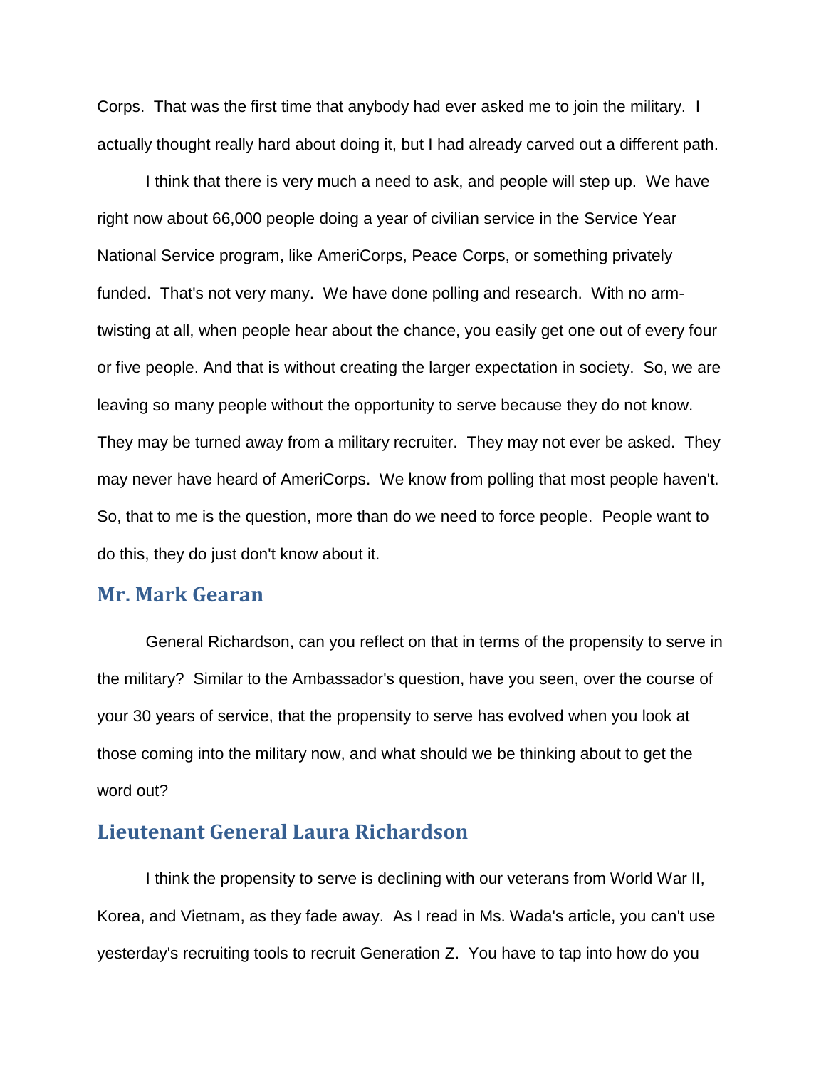Corps. That was the first time that anybody had ever asked me to join the military. I actually thought really hard about doing it, but I had already carved out a different path.

I think that there is very much a need to ask, and people will step up. We have right now about 66,000 people doing a year of civilian service in the Service Year National Service program, like AmeriCorps, Peace Corps, or something privately funded. That's not very many. We have done polling and research. With no arm-twisting at all, when people hear about the chance, you easily get one out of every four or five people. And that is without creating the larger expectation in society. So, we are leaving so many people without the opportunity to serve because they do not know. They may be turned away from a military recruiter. They may not ever be asked. They may never have heard of AmeriCorps. We know from polling that most people haven't. So, that to me is the question, more than do we need to force people. People want to do this, they do just don't know about it.

## Mr. Mark Gearan

General Richardson, can you reflect on that in terms of the propensity to serve in the military? Similar to the Ambassador's question, have you seen, over the course of your 30 years of service, that the propensity to serve has evolved when you look at those coming into the military now, and what should we be thinking about to get the word out?

## Lieutenant General Laura Richardson

I think the propensity to serve is declining with our veterans from World War II, Korea, and Vietnam, as they fade away. As I read in Ms. Wada's article, you can't use yesterday's recruiting tools to recruit Generation Z. You have to tap into how do you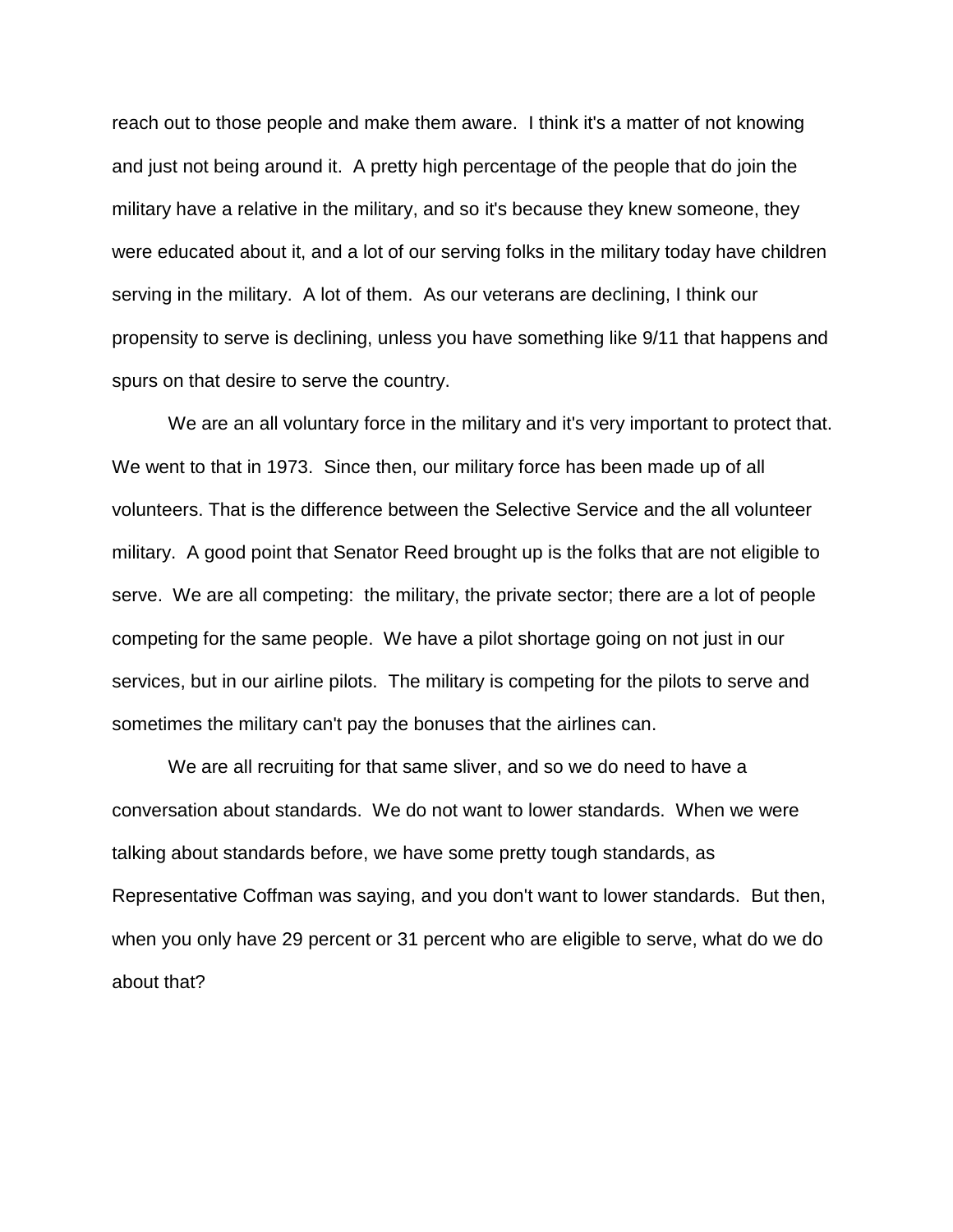reach out to those people and make them aware.  I think it's a matter of not knowing and just not being around it.  A pretty high percentage of the people that do join the military have a relative in the military, and so it's because they knew someone, they were educated about it, and a lot of our serving folks in the military today have children serving in the military.  A lot of them.  As our veterans are declining, I think our propensity to serve is declining, unless you have something like 9/11 that happens and spurs on that desire to serve the country.

We are an all voluntary force in the military and it's very important to protect that. We went to that in 1973.  Since then, our military force has been made up of all volunteers. That is the difference between the Selective Service and the all volunteer military.  A good point that Senator Reed brought up is the folks that are not eligible to serve.  We are all competing:  the military, the private sector; there are a lot of people competing for the same people.  We have a pilot shortage going on not just in our services, but in our airline pilots.  The military is competing for the pilots to serve and sometimes the military can't pay the bonuses that the airlines can.

We are all recruiting for that same sliver, and so we do need to have a conversation about standards.  We do not want to lower standards.  When we were talking about standards before, we have some pretty tough standards, as Representative Coffman was saying, and you don't want to lower standards.  But then, when you only have 29 percent or 31 percent who are eligible to serve, what do we do about that?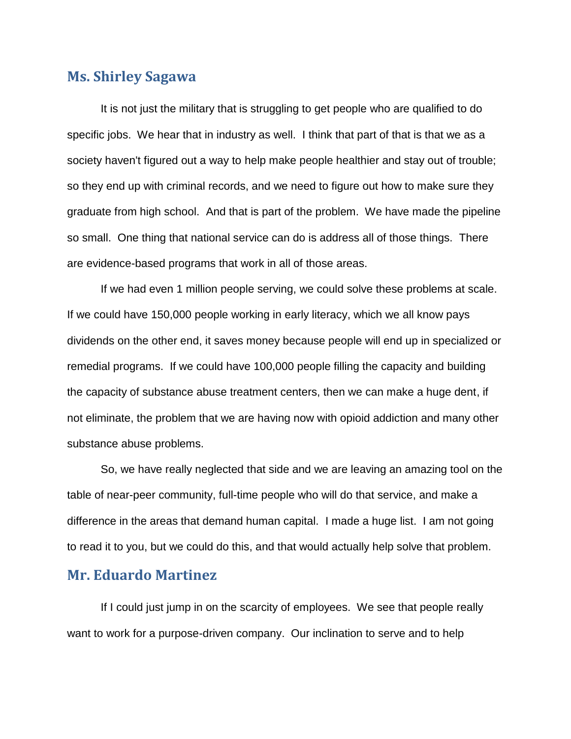## Ms. Shirley Sagawa

It is not just the military that is struggling to get people who are qualified to do specific jobs. We hear that in industry as well. I think that part of that is that we as a society haven't figured out a way to help make people healthier and stay out of trouble; so they end up with criminal records, and we need to figure out how to make sure they graduate from high school. And that is part of the problem. We have made the pipeline so small. One thing that national service can do is address all of those things. There are evidence-based programs that work in all of those areas.

If we had even 1 million people serving, we could solve these problems at scale. If we could have 150,000 people working in early literacy, which we all know pays dividends on the other end, it saves money because people will end up in specialized or remedial programs. If we could have 100,000 people filling the capacity and building the capacity of substance abuse treatment centers, then we can make a huge dent, if not eliminate, the problem that we are having now with opioid addiction and many other substance abuse problems.

So, we have really neglected that side and we are leaving an amazing tool on the table of near-peer community, full-time people who will do that service, and make a difference in the areas that demand human capital. I made a huge list. I am not going to read it to you, but we could do this, and that would actually help solve that problem.

## Mr. Eduardo Martinez

If I could just jump in on the scarcity of employees. We see that people really want to work for a purpose-driven company. Our inclination to serve and to help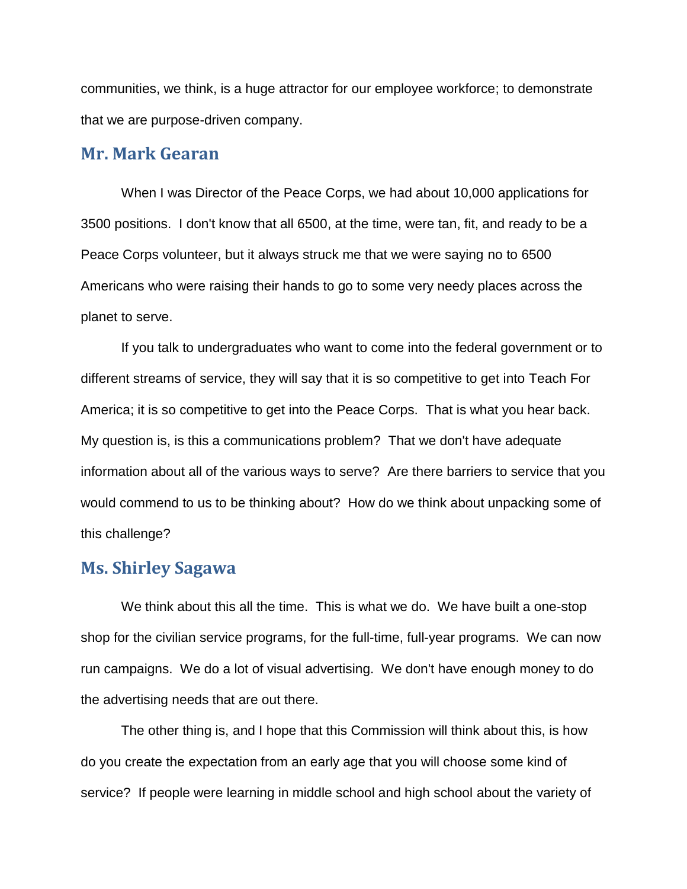communities, we think, is a huge attractor for our employee workforce; to demonstrate that we are purpose-driven company.

## Mr. Mark Gearan

When I was Director of the Peace Corps, we had about 10,000 applications for 3500 positions. I don't know that all 6500, at the time, were tan, fit, and ready to be a Peace Corps volunteer, but it always struck me that we were saying no to 6500 Americans who were raising their hands to go to some very needy places across the planet to serve.

If you talk to undergraduates who want to come into the federal government or to different streams of service, they will say that it is so competitive to get into Teach For America; it is so competitive to get into the Peace Corps. That is what you hear back. My question is, is this a communications problem? That we don't have adequate information about all of the various ways to serve? Are there barriers to service that you would commend to us to be thinking about? How do we think about unpacking some of this challenge?

## Ms. Shirley Sagawa

We think about this all the time. This is what we do. We have built a one-stop shop for the civilian service programs, for the full-time, full-year programs. We can now run campaigns. We do a lot of visual advertising. We don't have enough money to do the advertising needs that are out there.

The other thing is, and I hope that this Commission will think about this, is how do you create the expectation from an early age that you will choose some kind of service? If people were learning in middle school and high school about the variety of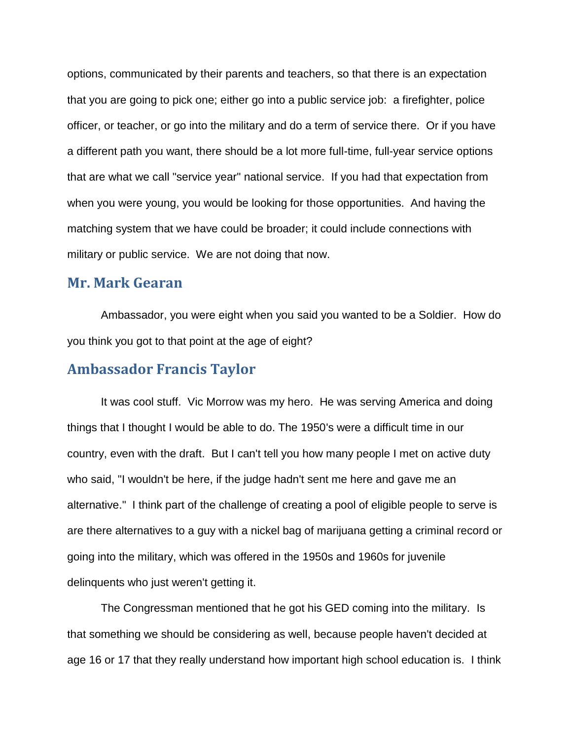options, communicated by their parents and teachers, so that there is an expectation that you are going to pick one; either go into a public service job: a firefighter, police officer, or teacher, or go into the military and do a term of service there. Or if you have a different path you want, there should be a lot more full-time, full-year service options that are what we call "service year" national service. If you had that expectation from when you were young, you would be looking for those opportunities. And having the matching system that we have could be broader; it could include connections with military or public service. We are not doing that now.

## Mr. Mark Gearan

Ambassador, you were eight when you said you wanted to be a Soldier. How do you think you got to that point at the age of eight?

## Ambassador Francis Taylor

It was cool stuff. Vic Morrow was my hero. He was serving America and doing things that I thought I would be able to do. The 1950's were a difficult time in our country, even with the draft. But I can't tell you how many people I met on active duty who said, "I wouldn't be here, if the judge hadn't sent me here and gave me an alternative." I think part of the challenge of creating a pool of eligible people to serve is are there alternatives to a guy with a nickel bag of marijuana getting a criminal record or going into the military, which was offered in the 1950s and 1960s for juvenile delinquents who just weren't getting it.

The Congressman mentioned that he got his GED coming into the military. Is that something we should be considering as well, because people haven't decided at age 16 or 17 that they really understand how important high school education is. I think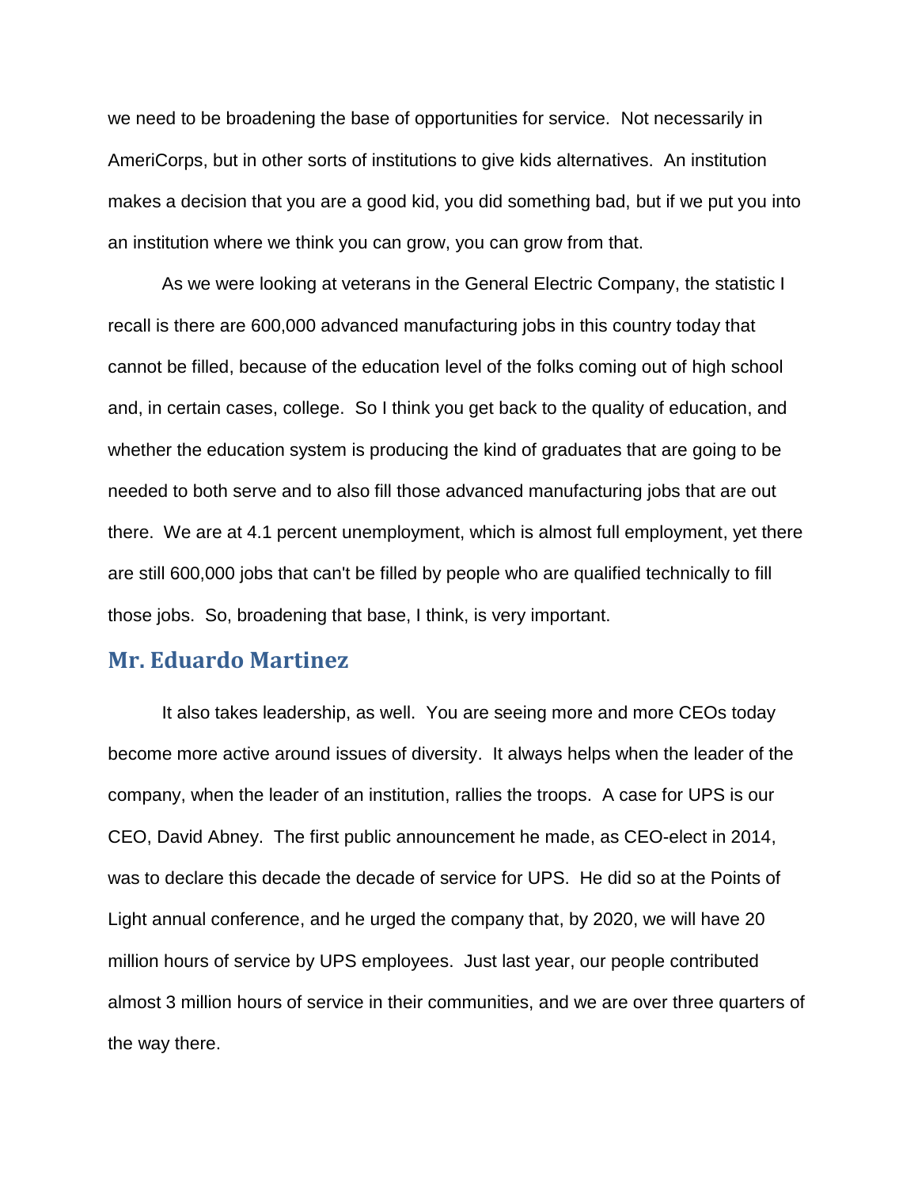we need to be broadening the base of opportunities for service. Not necessarily in AmeriCorps, but in other sorts of institutions to give kids alternatives. An institution makes a decision that you are a good kid, you did something bad, but if we put you into an institution where we think you can grow, you can grow from that.

As we were looking at veterans in the General Electric Company, the statistic I recall is there are 600,000 advanced manufacturing jobs in this country today that cannot be filled, because of the education level of the folks coming out of high school and, in certain cases, college. So I think you get back to the quality of education, and whether the education system is producing the kind of graduates that are going to be needed to both serve and to also fill those advanced manufacturing jobs that are out there. We are at 4.1 percent unemployment, which is almost full employment, yet there are still 600,000 jobs that can't be filled by people who are qualified technically to fill those jobs. So, broadening that base, I think, is very important.

## Mr. Eduardo Martinez

It also takes leadership, as well. You are seeing more and more CEOs today become more active around issues of diversity. It always helps when the leader of the company, when the leader of an institution, rallies the troops. A case for UPS is our CEO, David Abney. The first public announcement he made, as CEO-elect in 2014, was to declare this decade the decade of service for UPS. He did so at the Points of Light annual conference, and he urged the company that, by 2020, we will have 20 million hours of service by UPS employees. Just last year, our people contributed almost 3 million hours of service in their communities, and we are over three quarters of the way there.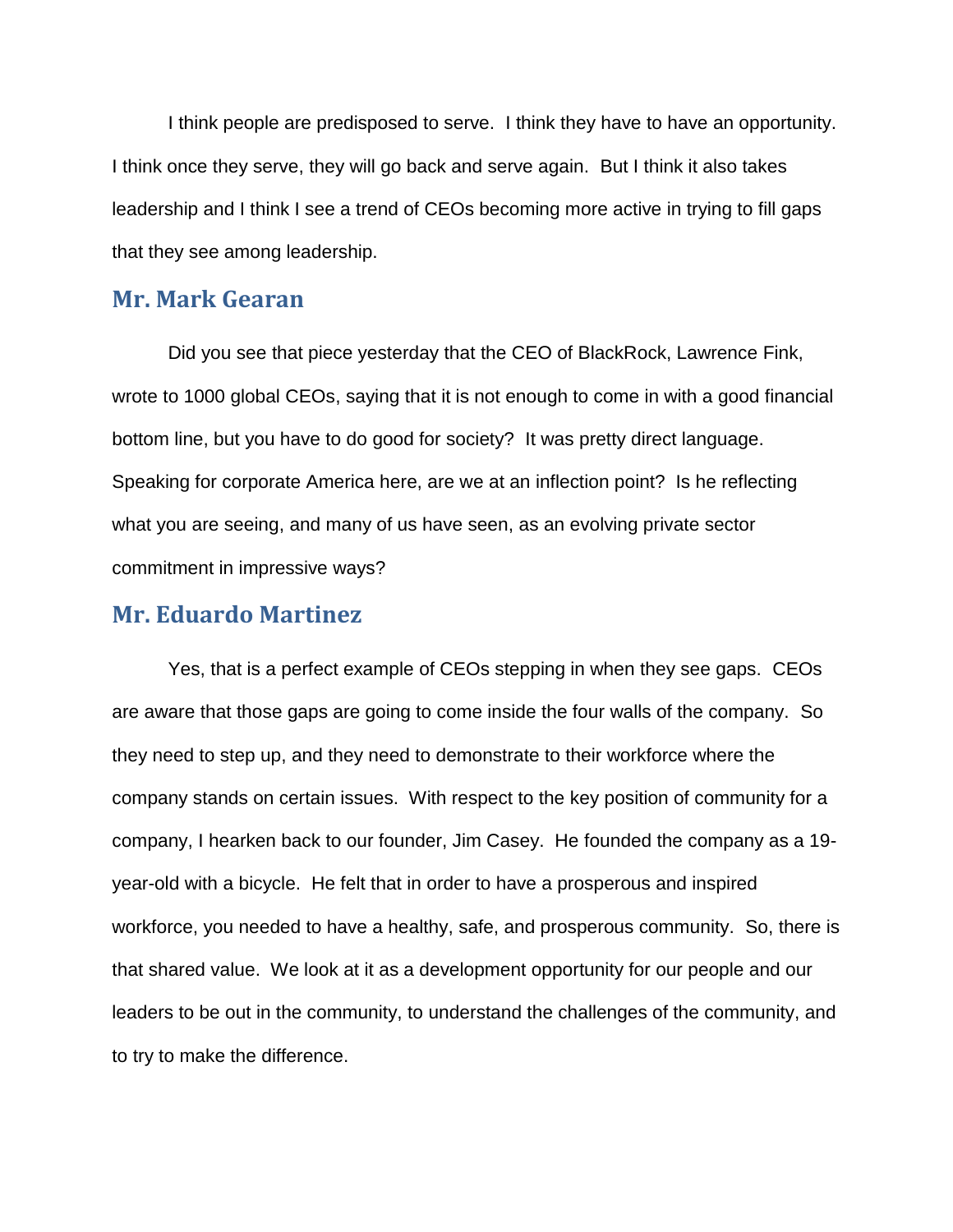I think people are predisposed to serve. I think they have to have an opportunity. I think once they serve, they will go back and serve again. But I think it also takes leadership and I think I see a trend of CEOs becoming more active in trying to fill gaps that they see among leadership.

## Mr. Mark Gearan

Did you see that piece yesterday that the CEO of BlackRock, Lawrence Fink, wrote to 1000 global CEOs, saying that it is not enough to come in with a good financial bottom line, but you have to do good for society? It was pretty direct language. Speaking for corporate America here, are we at an inflection point? Is he reflecting what you are seeing, and many of us have seen, as an evolving private sector commitment in impressive ways?

## Mr. Eduardo Martinez

Yes, that is a perfect example of CEOs stepping in when they see gaps. CEOs are aware that those gaps are going to come inside the four walls of the company. So they need to step up, and they need to demonstrate to their workforce where the company stands on certain issues. With respect to the key position of community for a company, I hearken back to our founder, Jim Casey. He founded the company as a 19-year-old with a bicycle. He felt that in order to have a prosperous and inspired workforce, you needed to have a healthy, safe, and prosperous community. So, there is that shared value. We look at it as a development opportunity for our people and our leaders to be out in the community, to understand the challenges of the community, and to try to make the difference.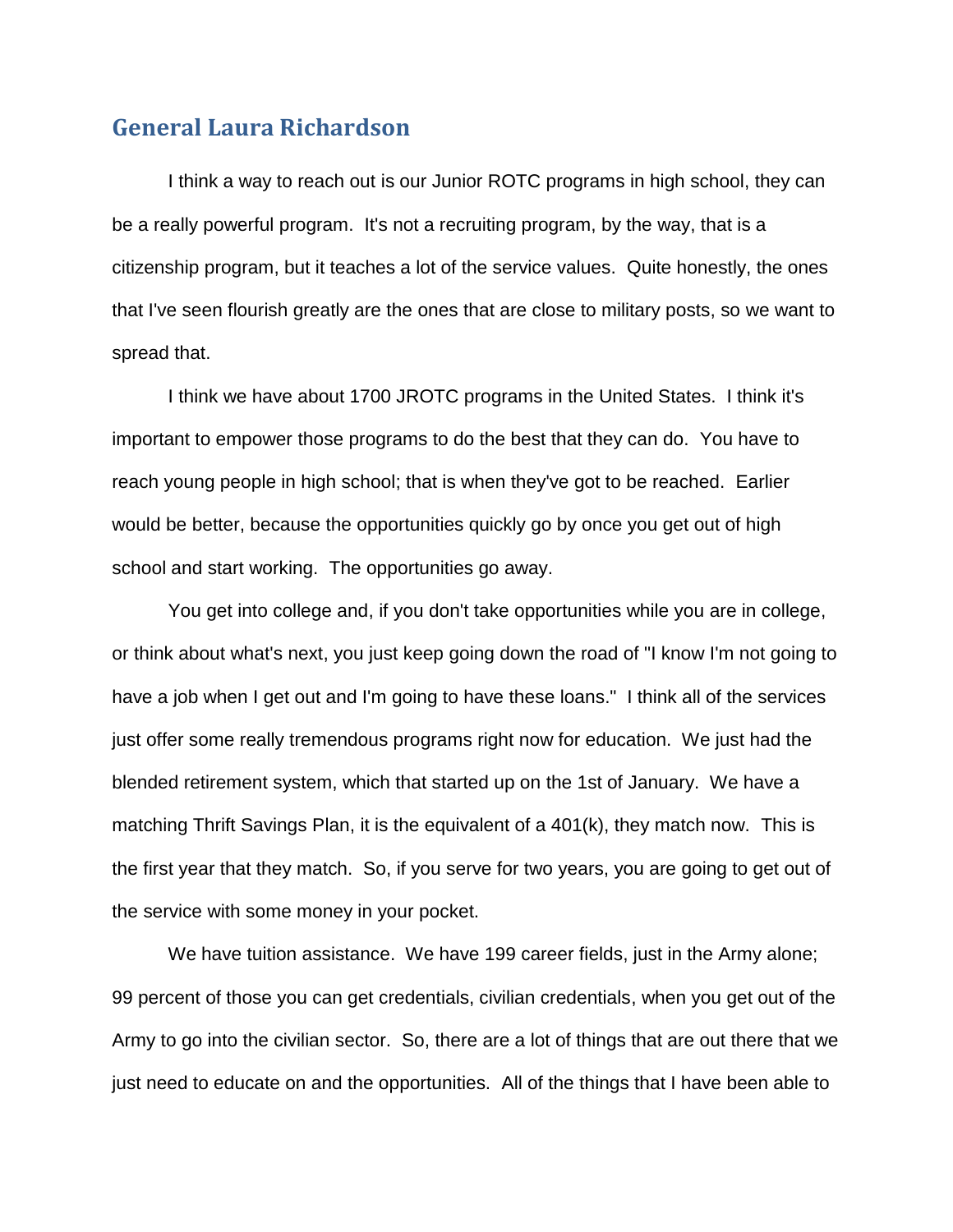## General Laura Richardson

I think a way to reach out is our Junior ROTC programs in high school, they can be a really powerful program. It's not a recruiting program, by the way, that is a citizenship program, but it teaches a lot of the service values. Quite honestly, the ones that I've seen flourish greatly are the ones that are close to military posts, so we want to spread that.

I think we have about 1700 JROTC programs in the United States. I think it's important to empower those programs to do the best that they can do. You have to reach young people in high school; that is when they've got to be reached. Earlier would be better, because the opportunities quickly go by once you get out of high school and start working. The opportunities go away.

You get into college and, if you don't take opportunities while you are in college, or think about what's next, you just keep going down the road of "I know I'm not going to have a job when I get out and I'm going to have these loans." I think all of the services just offer some really tremendous programs right now for education. We just had the blended retirement system, which that started up on the 1st of January. We have a matching Thrift Savings Plan, it is the equivalent of a 401(k), they match now. This is the first year that they match. So, if you serve for two years, you are going to get out of the service with some money in your pocket.

We have tuition assistance. We have 199 career fields, just in the Army alone; 99 percent of those you can get credentials, civilian credentials, when you get out of the Army to go into the civilian sector. So, there are a lot of things that are out there that we just need to educate on and the opportunities. All of the things that I have been able to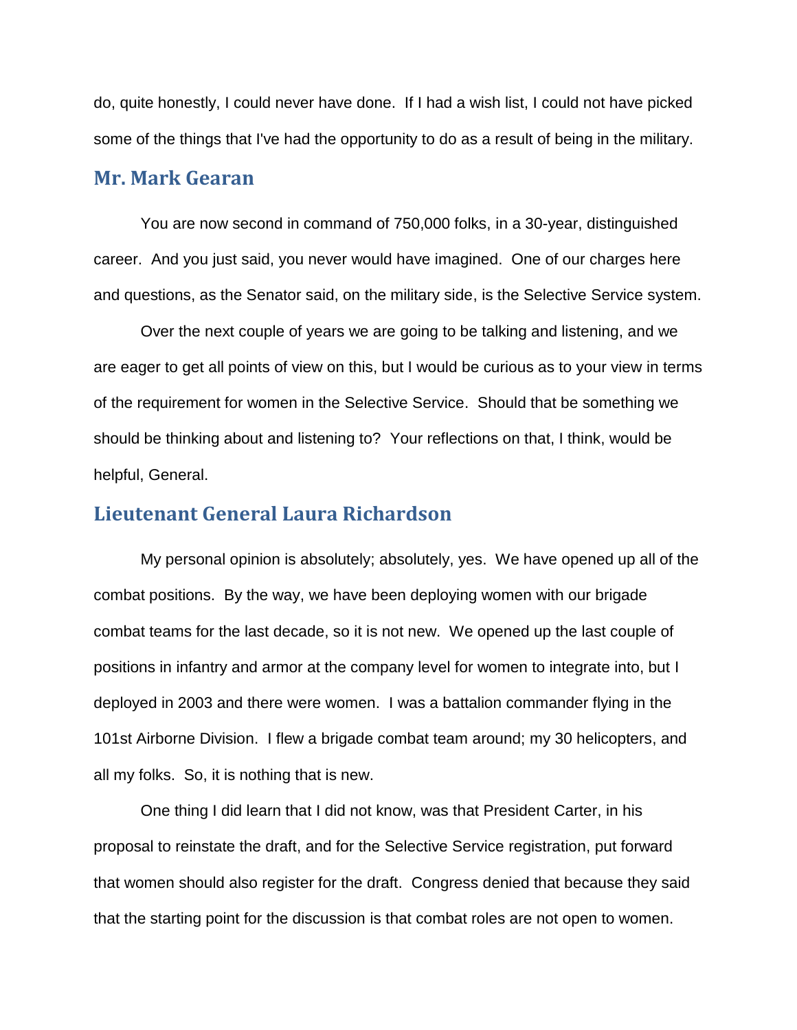do, quite honestly, I could never have done. If I had a wish list, I could not have picked some of the things that I've had the opportunity to do as a result of being in the military.

## Mr. Mark Gearan

You are now second in command of 750,000 folks, in a 30-year, distinguished career. And you just said, you never would have imagined. One of our charges here and questions, as the Senator said, on the military side, is the Selective Service system.

Over the next couple of years we are going to be talking and listening, and we are eager to get all points of view on this, but I would be curious as to your view in terms of the requirement for women in the Selective Service. Should that be something we should be thinking about and listening to? Your reflections on that, I think, would be helpful, General.

## Lieutenant General Laura Richardson

My personal opinion is absolutely; absolutely, yes. We have opened up all of the combat positions. By the way, we have been deploying women with our brigade combat teams for the last decade, so it is not new. We opened up the last couple of positions in infantry and armor at the company level for women to integrate into, but I deployed in 2003 and there were women. I was a battalion commander flying in the 101st Airborne Division. I flew a brigade combat team around; my 30 helicopters, and all my folks. So, it is nothing that is new.

One thing I did learn that I did not know, was that President Carter, in his proposal to reinstate the draft, and for the Selective Service registration, put forward that women should also register for the draft. Congress denied that because they said that the starting point for the discussion is that combat roles are not open to women.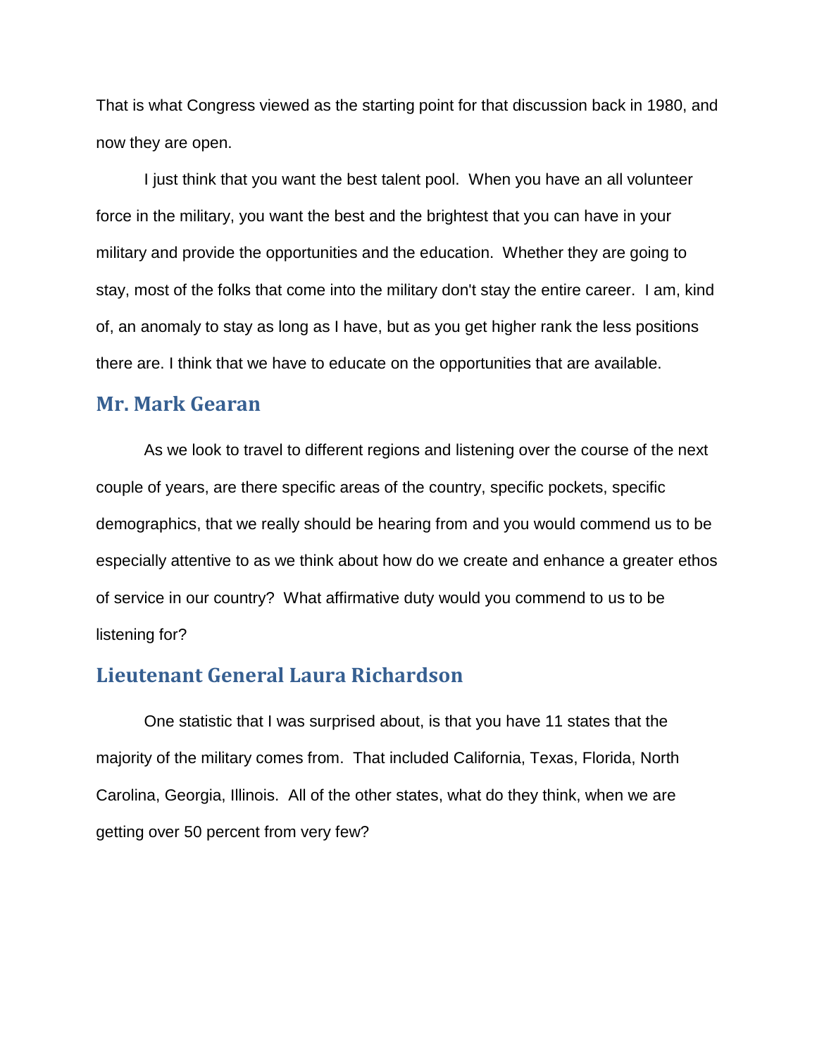That is what Congress viewed as the starting point for that discussion back in 1980, and now they are open.

I just think that you want the best talent pool. When you have an all volunteer force in the military, you want the best and the brightest that you can have in your military and provide the opportunities and the education. Whether they are going to stay, most of the folks that come into the military don't stay the entire career. I am, kind of, an anomaly to stay as long as I have, but as you get higher rank the less positions there are. I think that we have to educate on the opportunities that are available.

## Mr. Mark Gearan

As we look to travel to different regions and listening over the course of the next couple of years, are there specific areas of the country, specific pockets, specific demographics, that we really should be hearing from and you would commend us to be especially attentive to as we think about how do we create and enhance a greater ethos of service in our country? What affirmative duty would you commend to us to be listening for?

## Lieutenant General Laura Richardson

One statistic that I was surprised about, is that you have 11 states that the majority of the military comes from. That included California, Texas, Florida, North Carolina, Georgia, Illinois. All of the other states, what do they think, when we are getting over 50 percent from very few?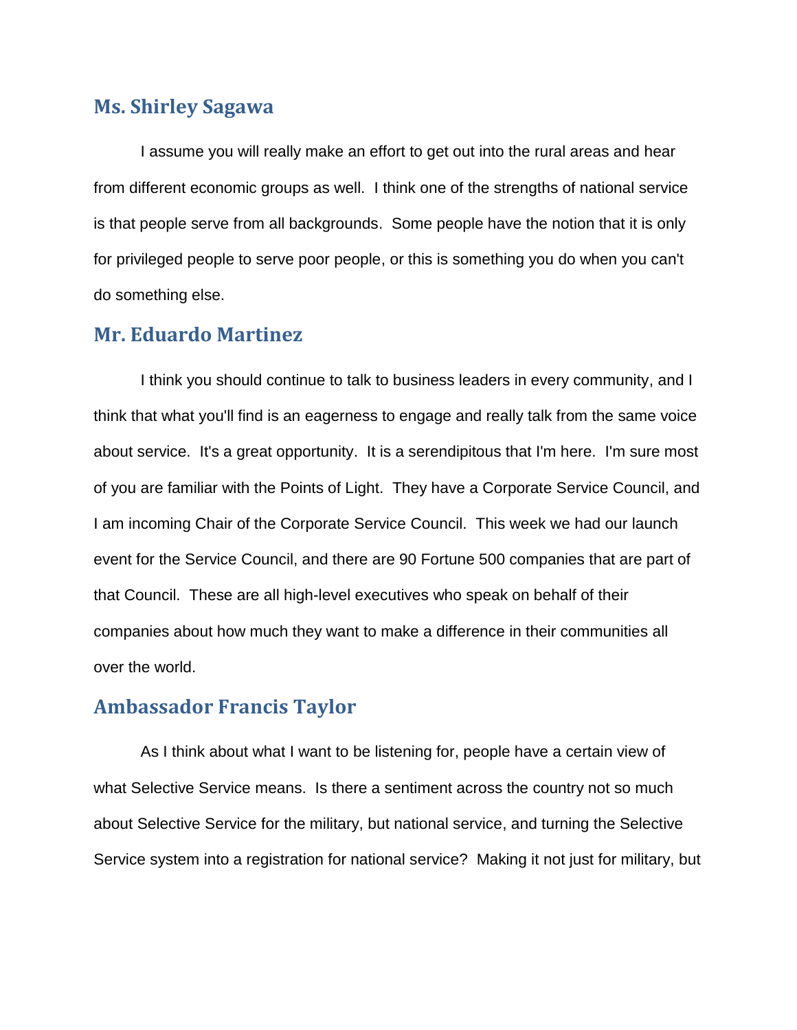## Ms. Shirley Sagawa

I assume you will really make an effort to get out into the rural areas and hear from different economic groups as well. I think one of the strengths of national service is that people serve from all backgrounds. Some people have the notion that it is only for privileged people to serve poor people, or this is something you do when you can't do something else.

## Mr. Eduardo Martinez

I think you should continue to talk to business leaders in every community, and I think that what you'll find is an eagerness to engage and really talk from the same voice about service. It's a great opportunity. It is a serendipitous that I'm here. I'm sure most of you are familiar with the Points of Light. They have a Corporate Service Council, and I am incoming Chair of the Corporate Service Council. This week we had our launch event for the Service Council, and there are 90 Fortune 500 companies that are part of that Council. These are all high-level executives who speak on behalf of their companies about how much they want to make a difference in their communities all over the world.

## Ambassador Francis Taylor

As I think about what I want to be listening for, people have a certain view of what Selective Service means. Is there a sentiment across the country not so much about Selective Service for the military, but national service, and turning the Selective Service system into a registration for national service? Making it not just for military, but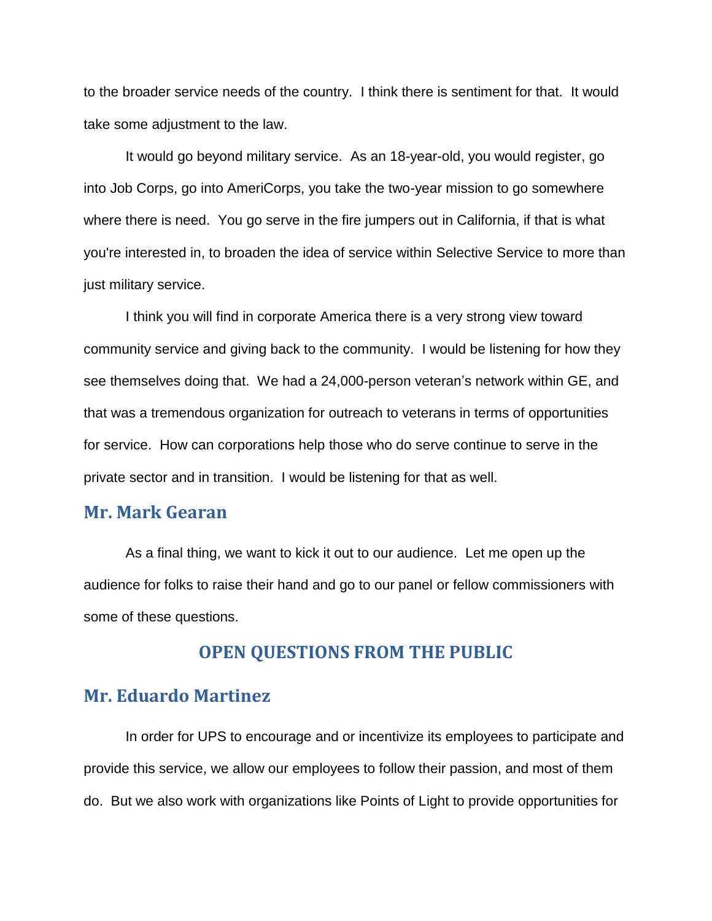to the broader service needs of the country. I think there is sentiment for that. It would take some adjustment to the law.

It would go beyond military service. As an 18-year-old, you would register, go into Job Corps, go into AmeriCorps, you take the two-year mission to go somewhere where there is need. You go serve in the fire jumpers out in California, if that is what you're interested in, to broaden the idea of service within Selective Service to more than just military service.

I think you will find in corporate America there is a very strong view toward community service and giving back to the community. I would be listening for how they see themselves doing that. We had a 24,000-person veteran's network within GE, and that was a tremendous organization for outreach to veterans in terms of opportunities for service. How can corporations help those who do serve continue to serve in the private sector and in transition. I would be listening for that as well.

## Mr. Mark Gearan

As a final thing, we want to kick it out to our audience. Let me open up the audience for folks to raise their hand and go to our panel or fellow commissioners with some of these questions.

# OPEN QUESTIONS FROM THE PUBLIC

## Mr. Eduardo Martinez

In order for UPS to encourage and or incentivize its employees to participate and provide this service, we allow our employees to follow their passion, and most of them do. But we also work with organizations like Points of Light to provide opportunities for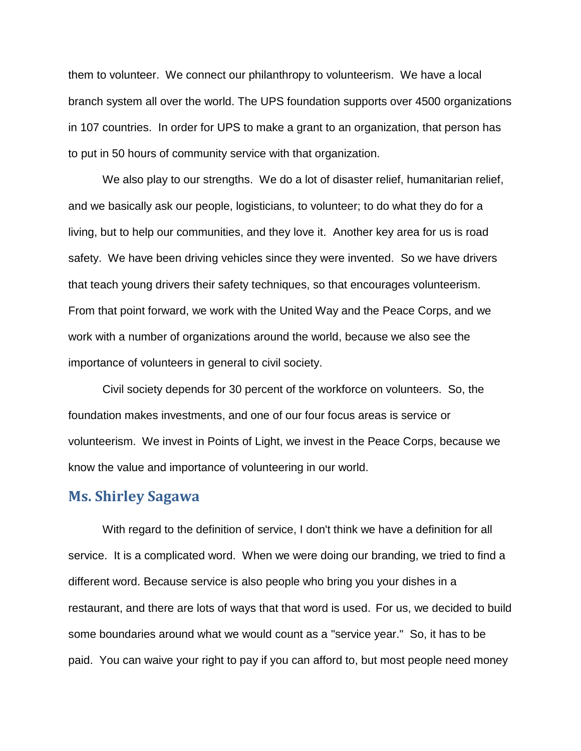them to volunteer. We connect our philanthropy to volunteerism. We have a local branch system all over the world. The UPS foundation supports over 4500 organizations in 107 countries. In order for UPS to make a grant to an organization, that person has to put in 50 hours of community service with that organization.

We also play to our strengths. We do a lot of disaster relief, humanitarian relief, and we basically ask our people, logisticians, to volunteer; to do what they do for a living, but to help our communities, and they love it. Another key area for us is road safety. We have been driving vehicles since they were invented. So we have drivers that teach young drivers their safety techniques, so that encourages volunteerism. From that point forward, we work with the United Way and the Peace Corps, and we work with a number of organizations around the world, because we also see the importance of volunteers in general to civil society.

Civil society depends for 30 percent of the workforce on volunteers. So, the foundation makes investments, and one of our four focus areas is service or volunteerism. We invest in Points of Light, we invest in the Peace Corps, because we know the value and importance of volunteering in our world.

## Ms. Shirley Sagawa

With regard to the definition of service, I don't think we have a definition for all service. It is a complicated word. When we were doing our branding, we tried to find a different word. Because service is also people who bring you your dishes in a restaurant, and there are lots of ways that that word is used. For us, we decided to build some boundaries around what we would count as a "service year." So, it has to be paid. You can waive your right to pay if you can afford to, but most people need money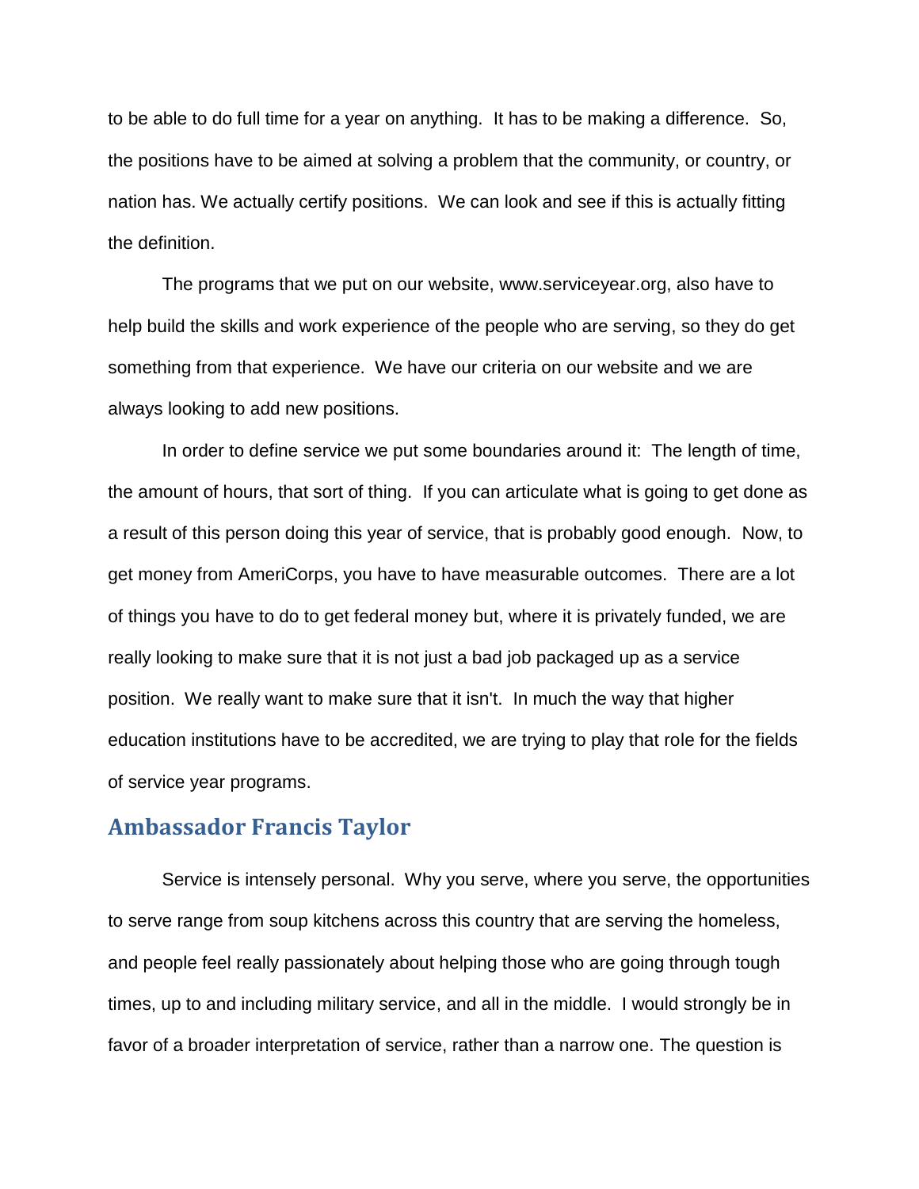to be able to do full time for a year on anything. It has to be making a difference. So, the positions have to be aimed at solving a problem that the community, or country, or nation has. We actually certify positions. We can look and see if this is actually fitting the definition.

The programs that we put on our website, www.serviceyear.org, also have to help build the skills and work experience of the people who are serving, so they do get something from that experience. We have our criteria on our website and we are always looking to add new positions.

In order to define service we put some boundaries around it: The length of time, the amount of hours, that sort of thing. If you can articulate what is going to get done as a result of this person doing this year of service, that is probably good enough. Now, to get money from AmeriCorps, you have to have measurable outcomes. There are a lot of things you have to do to get federal money but, where it is privately funded, we are really looking to make sure that it is not just a bad job packaged up as a service position. We really want to make sure that it isn't. In much the way that higher education institutions have to be accredited, we are trying to play that role for the fields of service year programs.

## Ambassador Francis Taylor

Service is intensely personal. Why you serve, where you serve, the opportunities to serve range from soup kitchens across this country that are serving the homeless, and people feel really passionately about helping those who are going through tough times, up to and including military service, and all in the middle. I would strongly be in favor of a broader interpretation of service, rather than a narrow one. The question is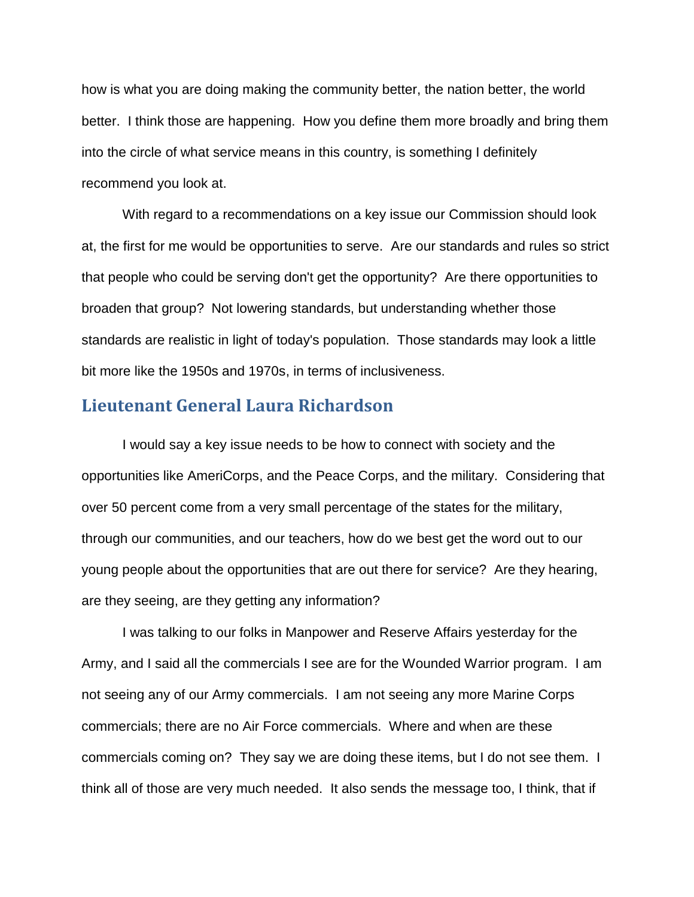how is what you are doing making the community better, the nation better, the world better. I think those are happening. How you define them more broadly and bring them into the circle of what service means in this country, is something I definitely recommend you look at.

With regard to a recommendations on a key issue our Commission should look at, the first for me would be opportunities to serve. Are our standards and rules so strict that people who could be serving don't get the opportunity? Are there opportunities to broaden that group? Not lowering standards, but understanding whether those standards are realistic in light of today's population. Those standards may look a little bit more like the 1950s and 1970s, in terms of inclusiveness.

## Lieutenant General Laura Richardson

I would say a key issue needs to be how to connect with society and the opportunities like AmeriCorps, and the Peace Corps, and the military. Considering that over 50 percent come from a very small percentage of the states for the military, through our communities, and our teachers, how do we best get the word out to our young people about the opportunities that are out there for service? Are they hearing, are they seeing, are they getting any information?

I was talking to our folks in Manpower and Reserve Affairs yesterday for the Army, and I said all the commercials I see are for the Wounded Warrior program. I am not seeing any of our Army commercials. I am not seeing any more Marine Corps commercials; there are no Air Force commercials. Where and when are these commercials coming on? They say we are doing these items, but I do not see them. I think all of those are very much needed. It also sends the message too, I think, that if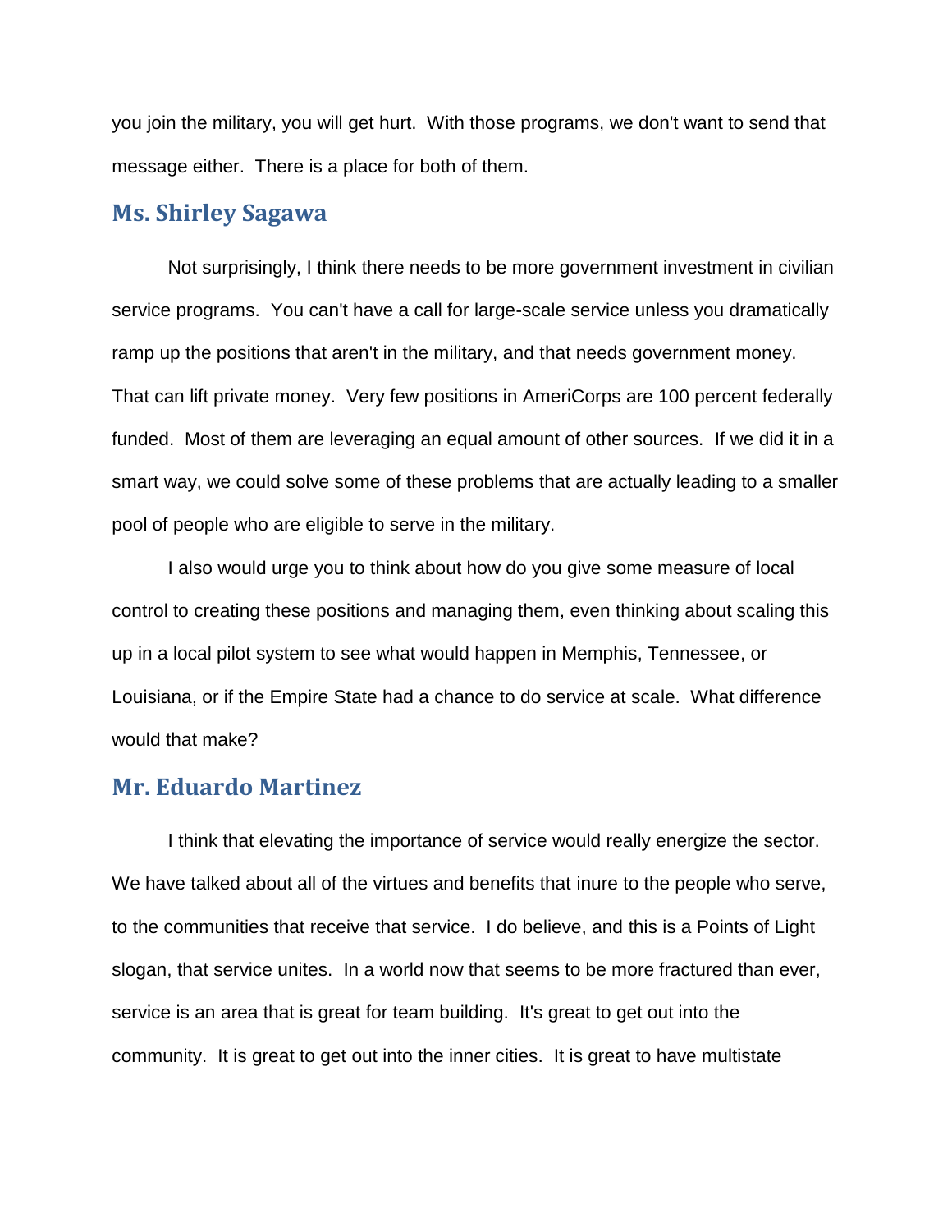you join the military, you will get hurt. With those programs, we don't want to send that message either. There is a place for both of them.

## Ms. Shirley Sagawa

Not surprisingly, I think there needs to be more government investment in civilian service programs. You can't have a call for large-scale service unless you dramatically ramp up the positions that aren't in the military, and that needs government money. That can lift private money. Very few positions in AmeriCorps are 100 percent federally funded. Most of them are leveraging an equal amount of other sources. If we did it in a smart way, we could solve some of these problems that are actually leading to a smaller pool of people who are eligible to serve in the military.

I also would urge you to think about how do you give some measure of local control to creating these positions and managing them, even thinking about scaling this up in a local pilot system to see what would happen in Memphis, Tennessee, or Louisiana, or if the Empire State had a chance to do service at scale. What difference would that make?

## Mr. Eduardo Martinez

I think that elevating the importance of service would really energize the sector. We have talked about all of the virtues and benefits that inure to the people who serve, to the communities that receive that service. I do believe, and this is a Points of Light slogan, that service unites. In a world now that seems to be more fractured than ever, service is an area that is great for team building. It's great to get out into the community. It is great to get out into the inner cities. It is great to have multistate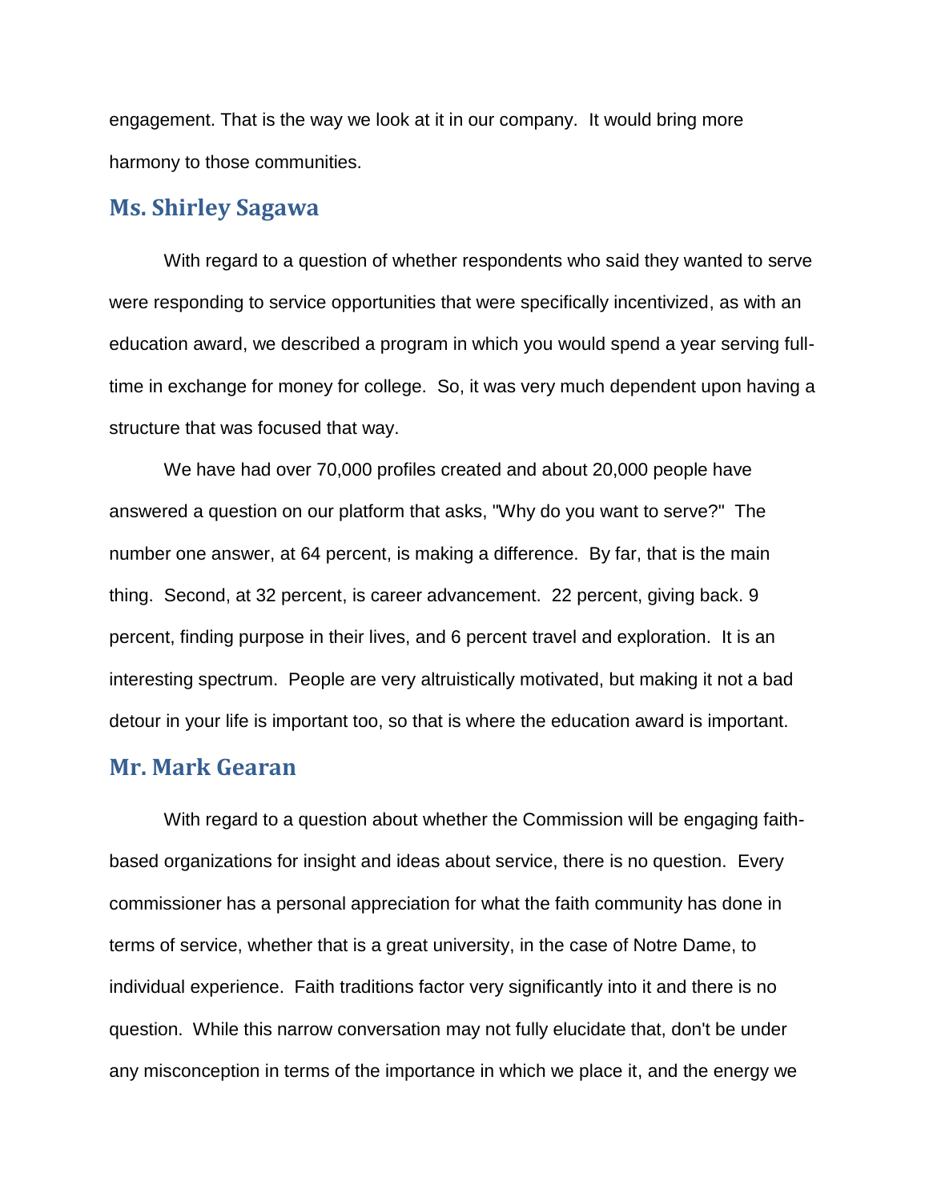engagement. That is the way we look at it in our company. It would bring more harmony to those communities.

## Ms. Shirley Sagawa

With regard to a question of whether respondents who said they wanted to serve were responding to service opportunities that were specifically incentivized, as with an education award, we described a program in which you would spend a year serving full-time in exchange for money for college. So, it was very much dependent upon having a structure that was focused that way.

We have had over 70,000 profiles created and about 20,000 people have answered a question on our platform that asks, "Why do you want to serve?" The number one answer, at 64 percent, is making a difference. By far, that is the main thing. Second, at 32 percent, is career advancement. 22 percent, giving back. 9 percent, finding purpose in their lives, and 6 percent travel and exploration. It is an interesting spectrum. People are very altruistically motivated, but making it not a bad detour in your life is important too, so that is where the education award is important.

## Mr. Mark Gearan

With regard to a question about whether the Commission will be engaging faith-based organizations for insight and ideas about service, there is no question. Every commissioner has a personal appreciation for what the faith community has done in terms of service, whether that is a great university, in the case of Notre Dame, to individual experience. Faith traditions factor very significantly into it and there is no question. While this narrow conversation may not fully elucidate that, don't be under any misconception in terms of the importance in which we place it, and the energy we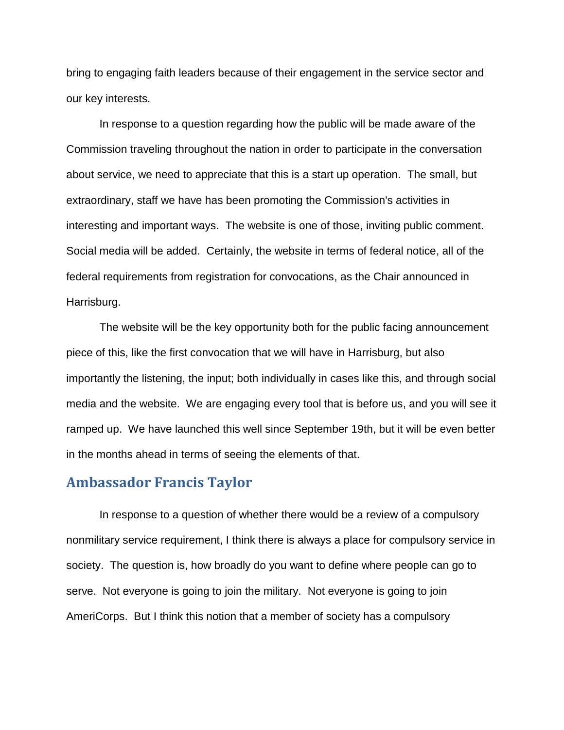bring to engaging faith leaders because of their engagement in the service sector and our key interests.

In response to a question regarding how the public will be made aware of the Commission traveling throughout the nation in order to participate in the conversation about service, we need to appreciate that this is a start up operation. The small, but extraordinary, staff we have has been promoting the Commission's activities in interesting and important ways. The website is one of those, inviting public comment. Social media will be added. Certainly, the website in terms of federal notice, all of the federal requirements from registration for convocations, as the Chair announced in Harrisburg.

The website will be the key opportunity both for the public facing announcement piece of this, like the first convocation that we will have in Harrisburg, but also importantly the listening, the input; both individually in cases like this, and through social media and the website. We are engaging every tool that is before us, and you will see it ramped up. We have launched this well since September 19th, but it will be even better in the months ahead in terms of seeing the elements of that.

## Ambassador Francis Taylor

In response to a question of whether there would be a review of a compulsory nonmilitary service requirement, I think there is always a place for compulsory service in society. The question is, how broadly do you want to define where people can go to serve. Not everyone is going to join the military. Not everyone is going to join AmeriCorps. But I think this notion that a member of society has a compulsory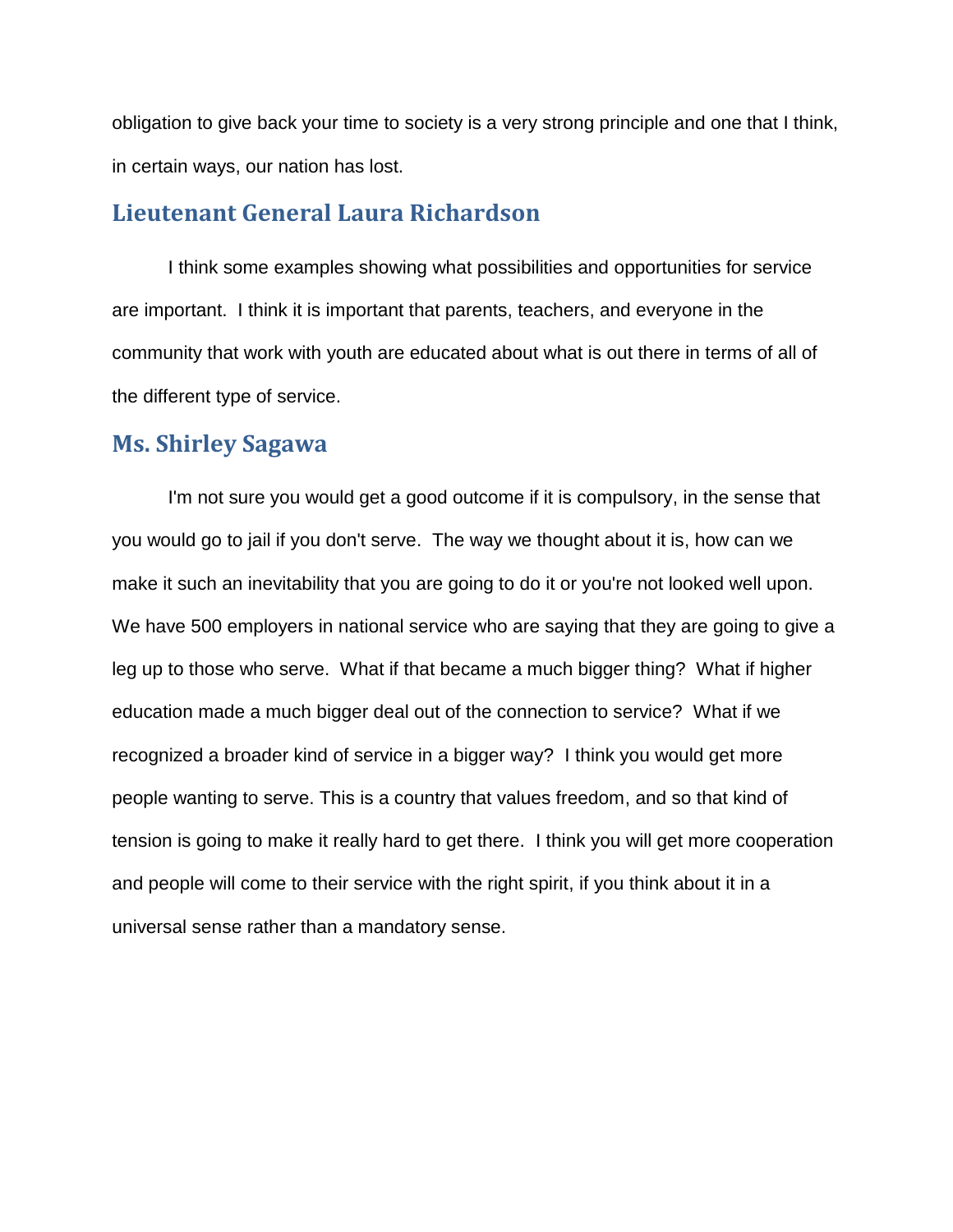obligation to give back your time to society is a very strong principle and one that I think, in certain ways, our nation has lost.

## Lieutenant General Laura Richardson

I think some examples showing what possibilities and opportunities for service are important. I think it is important that parents, teachers, and everyone in the community that work with youth are educated about what is out there in terms of all of the different type of service.

## Ms. Shirley Sagawa

I'm not sure you would get a good outcome if it is compulsory, in the sense that you would go to jail if you don't serve. The way we thought about it is, how can we make it such an inevitability that you are going to do it or you're not looked well upon. We have 500 employers in national service who are saying that they are going to give a leg up to those who serve. What if that became a much bigger thing? What if higher education made a much bigger deal out of the connection to service? What if we recognized a broader kind of service in a bigger way? I think you would get more people wanting to serve. This is a country that values freedom, and so that kind of tension is going to make it really hard to get there. I think you will get more cooperation and people will come to their service with the right spirit, if you think about it in a universal sense rather than a mandatory sense.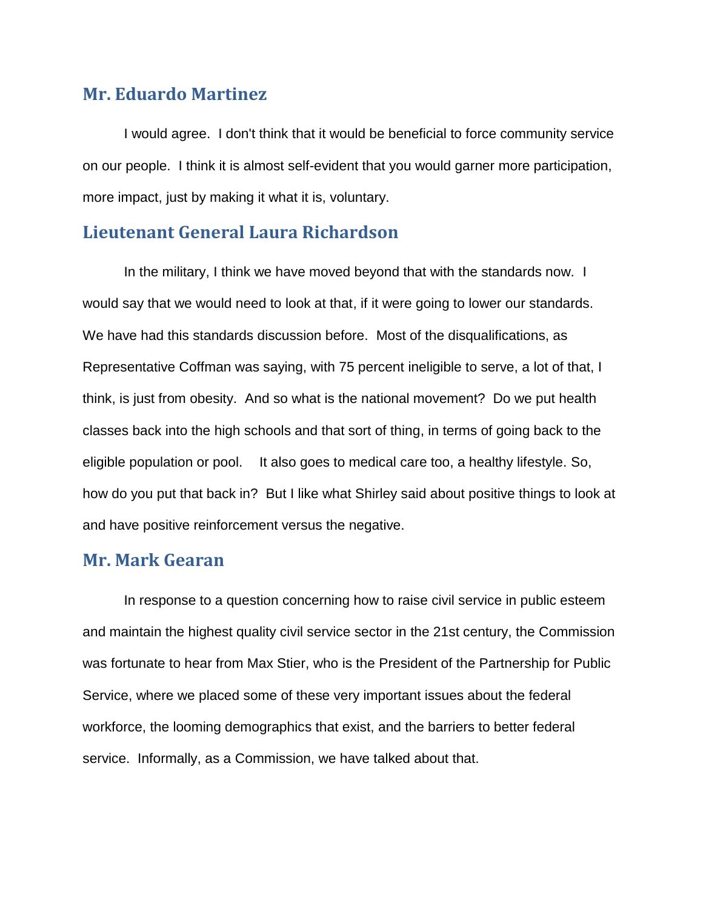## Mr. Eduardo Martinez

I would agree. I don't think that it would be beneficial to force community service on our people. I think it is almost self-evident that you would garner more participation, more impact, just by making it what it is, voluntary.

## Lieutenant General Laura Richardson

In the military, I think we have moved beyond that with the standards now. I would say that we would need to look at that, if it were going to lower our standards. We have had this standards discussion before. Most of the disqualifications, as Representative Coffman was saying, with 75 percent ineligible to serve, a lot of that, I think, is just from obesity. And so what is the national movement? Do we put health classes back into the high schools and that sort of thing, in terms of going back to the eligible population or pool. It also goes to medical care too, a healthy lifestyle. So, how do you put that back in? But I like what Shirley said about positive things to look at and have positive reinforcement versus the negative.

## Mr. Mark Gearan

In response to a question concerning how to raise civil service in public esteem and maintain the highest quality civil service sector in the 21st century, the Commission was fortunate to hear from Max Stier, who is the President of the Partnership for Public Service, where we placed some of these very important issues about the federal workforce, the looming demographics that exist, and the barriers to better federal service. Informally, as a Commission, we have talked about that.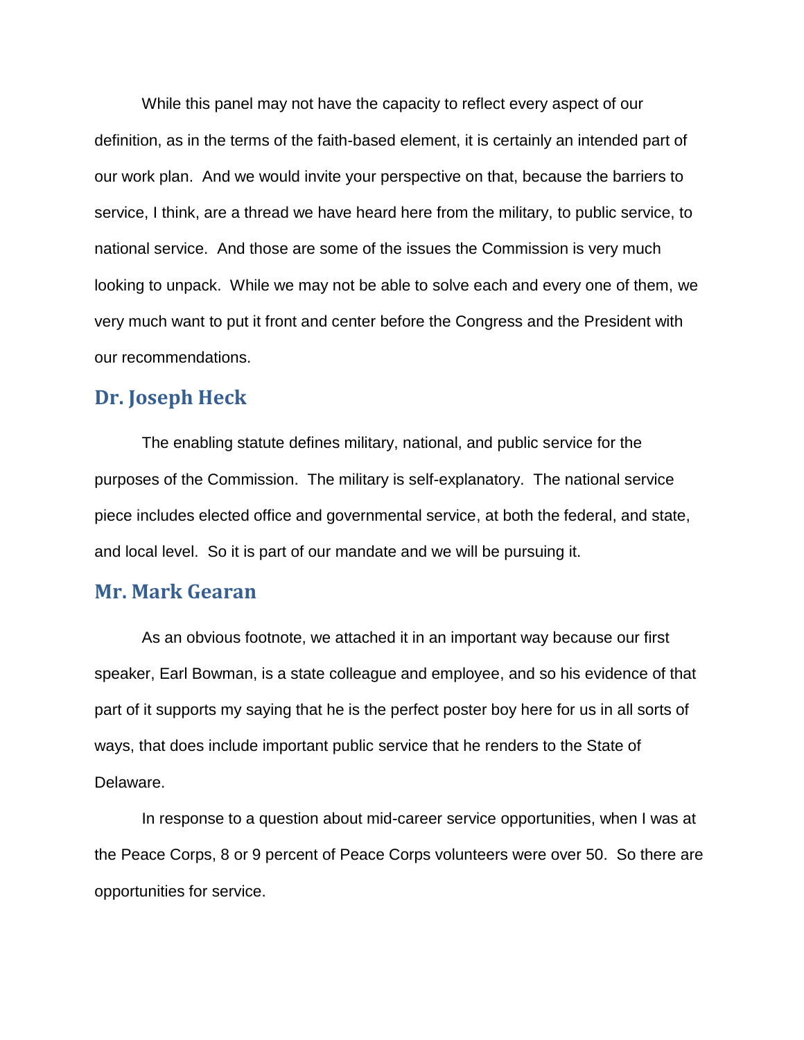While this panel may not have the capacity to reflect every aspect of our definition, as in the terms of the faith-based element, it is certainly an intended part of our work plan. And we would invite your perspective on that, because the barriers to service, I think, are a thread we have heard here from the military, to public service, to national service. And those are some of the issues the Commission is very much looking to unpack. While we may not be able to solve each and every one of them, we very much want to put it front and center before the Congress and the President with our recommendations.

## Dr. Joseph Heck

The enabling statute defines military, national, and public service for the purposes of the Commission. The military is self-explanatory. The national service piece includes elected office and governmental service, at both the federal, and state, and local level. So it is part of our mandate and we will be pursuing it.

## Mr. Mark Gearan

As an obvious footnote, we attached it in an important way because our first speaker, Earl Bowman, is a state colleague and employee, and so his evidence of that part of it supports my saying that he is the perfect poster boy here for us in all sorts of ways, that does include important public service that he renders to the State of Delaware.

In response to a question about mid-career service opportunities, when I was at the Peace Corps, 8 or 9 percent of Peace Corps volunteers were over 50. So there are opportunities for service.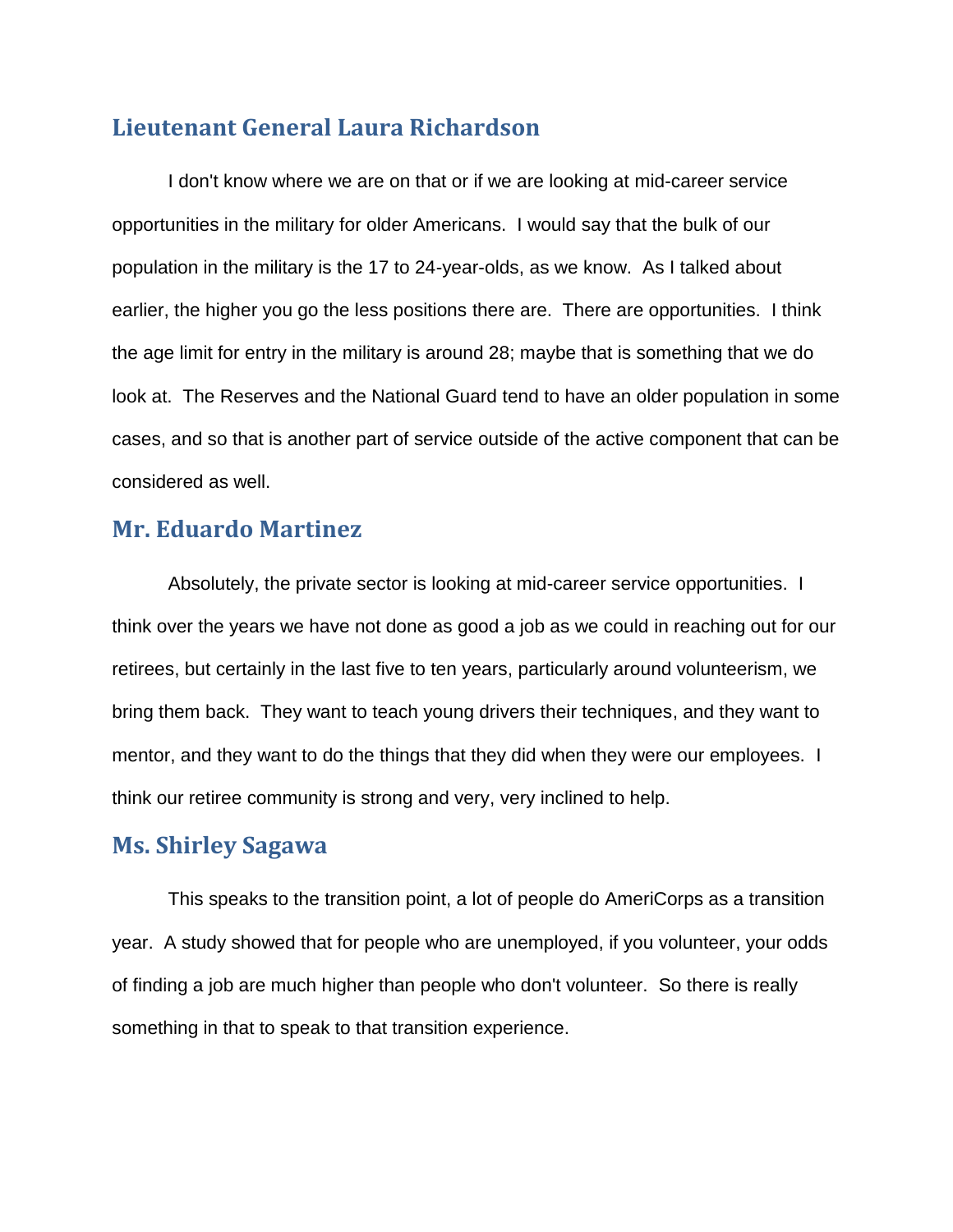## Lieutenant General Laura Richardson

I don't know where we are on that or if we are looking at mid-career service opportunities in the military for older Americans. I would say that the bulk of our population in the military is the 17 to 24-year-olds, as we know. As I talked about earlier, the higher you go the less positions there are. There are opportunities. I think the age limit for entry in the military is around 28; maybe that is something that we do look at. The Reserves and the National Guard tend to have an older population in some cases, and so that is another part of service outside of the active component that can be considered as well.

## Mr. Eduardo Martinez

Absolutely, the private sector is looking at mid-career service opportunities. I think over the years we have not done as good a job as we could in reaching out for our retirees, but certainly in the last five to ten years, particularly around volunteerism, we bring them back. They want to teach young drivers their techniques, and they want to mentor, and they want to do the things that they did when they were our employees. I think our retiree community is strong and very, very inclined to help.

## Ms. Shirley Sagawa

This speaks to the transition point, a lot of people do AmeriCorps as a transition year. A study showed that for people who are unemployed, if you volunteer, your odds of finding a job are much higher than people who don't volunteer. So there is really something in that to speak to that transition experience.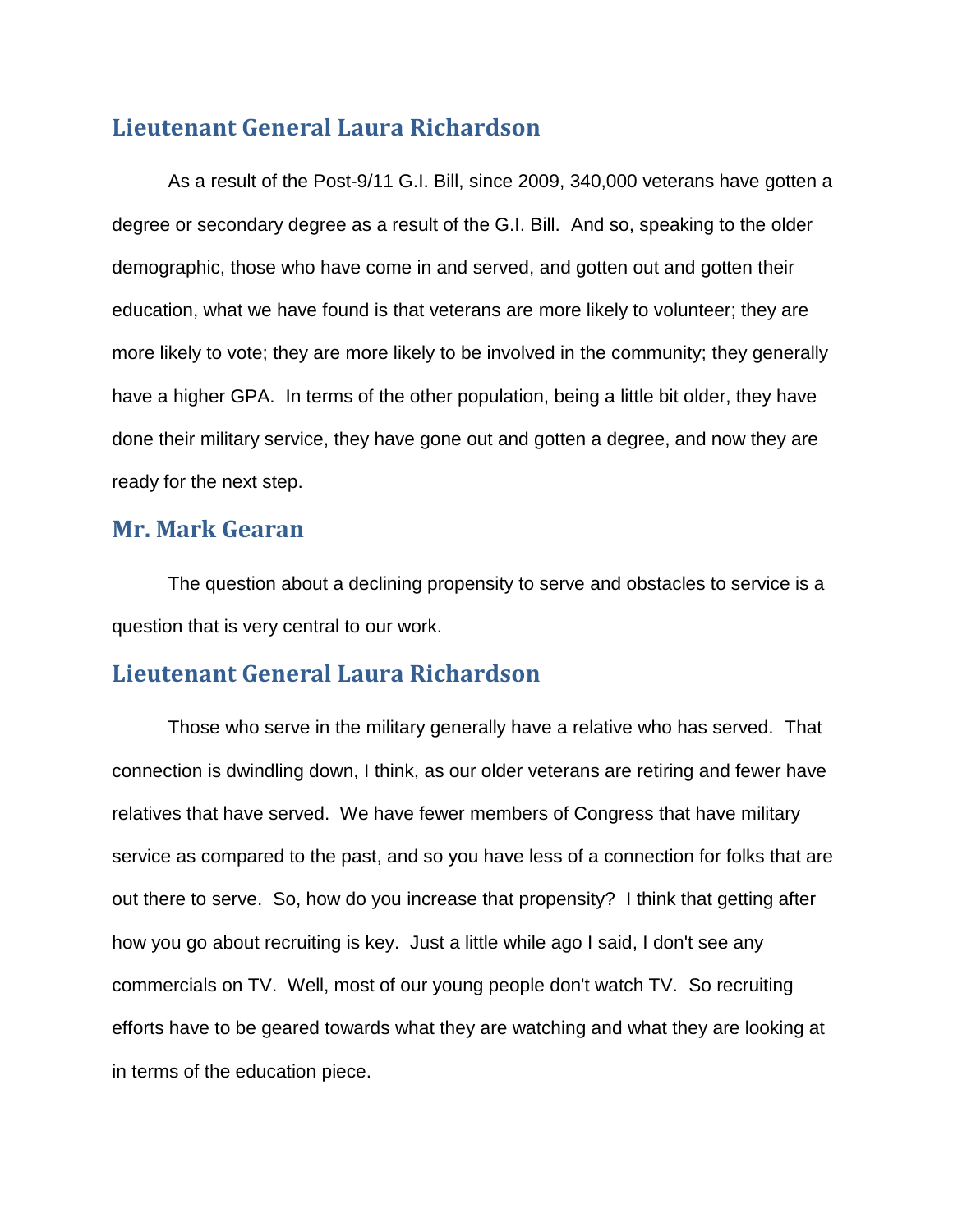## Lieutenant General Laura Richardson

As a result of the Post-9/11 G.I. Bill, since 2009, 340,000 veterans have gotten a degree or secondary degree as a result of the G.I. Bill. And so, speaking to the older demographic, those who have come in and served, and gotten out and gotten their education, what we have found is that veterans are more likely to volunteer; they are more likely to vote; they are more likely to be involved in the community; they generally have a higher GPA. In terms of the other population, being a little bit older, they have done their military service, they have gone out and gotten a degree, and now they are ready for the next step.

## Mr. Mark Gearan

The question about a declining propensity to serve and obstacles to service is a question that is very central to our work.

## Lieutenant General Laura Richardson

Those who serve in the military generally have a relative who has served. That connection is dwindling down, I think, as our older veterans are retiring and fewer have relatives that have served. We have fewer members of Congress that have military service as compared to the past, and so you have less of a connection for folks that are out there to serve. So, how do you increase that propensity? I think that getting after how you go about recruiting is key. Just a little while ago I said, I don't see any commercials on TV. Well, most of our young people don't watch TV. So recruiting efforts have to be geared towards what they are watching and what they are looking at in terms of the education piece.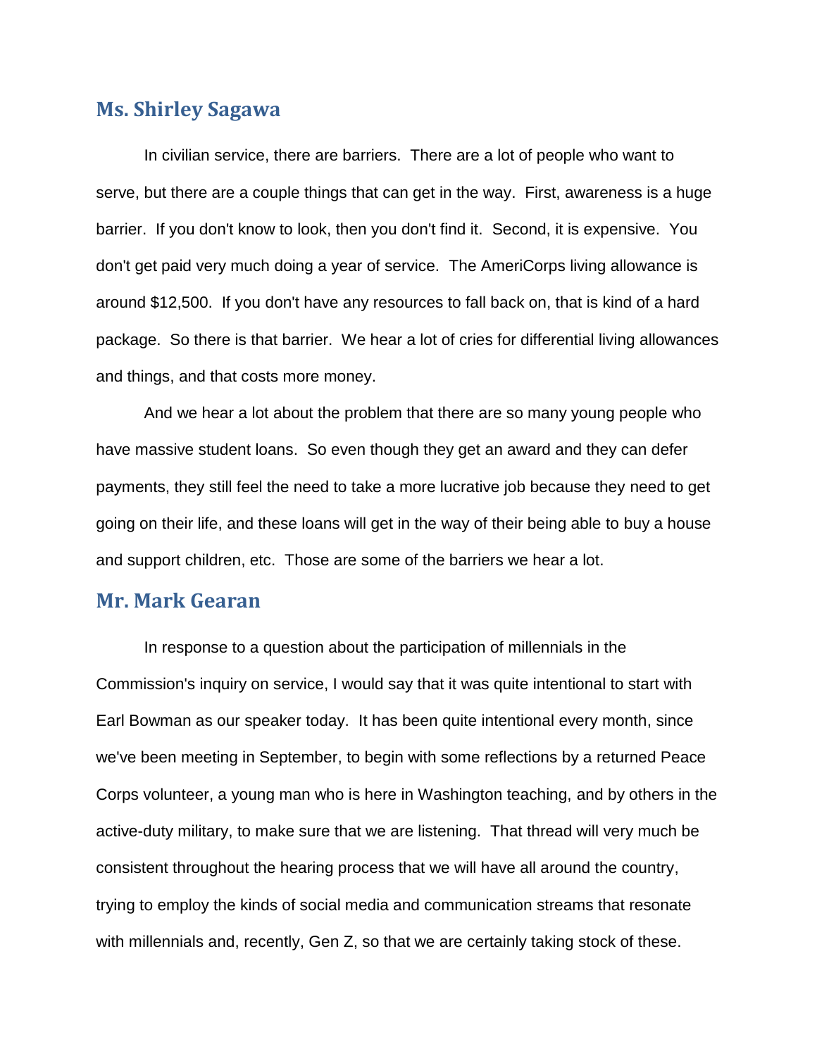## Ms. Shirley Sagawa

In civilian service, there are barriers. There are a lot of people who want to serve, but there are a couple things that can get in the way. First, awareness is a huge barrier. If you don't know to look, then you don't find it. Second, it is expensive. You don't get paid very much doing a year of service. The AmeriCorps living allowance is around $12,500. If you don't have any resources to fall back on, that is kind of a hard package. So there is that barrier. We hear a lot of cries for differential living allowances and things, and that costs more money.

And we hear a lot about the problem that there are so many young people who have massive student loans. So even though they get an award and they can defer payments, they still feel the need to take a more lucrative job because they need to get going on their life, and these loans will get in the way of their being able to buy a house and support children, etc. Those are some of the barriers we hear a lot.

## Mr. Mark Gearan

In response to a question about the participation of millennials in the Commission's inquiry on service, I would say that it was quite intentional to start with Earl Bowman as our speaker today. It has been quite intentional every month, since we've been meeting in September, to begin with some reflections by a returned Peace Corps volunteer, a young man who is here in Washington teaching, and by others in the active-duty military, to make sure that we are listening. That thread will very much be consistent throughout the hearing process that we will have all around the country, trying to employ the kinds of social media and communication streams that resonate with millennials and, recently, Gen Z, so that we are certainly taking stock of these.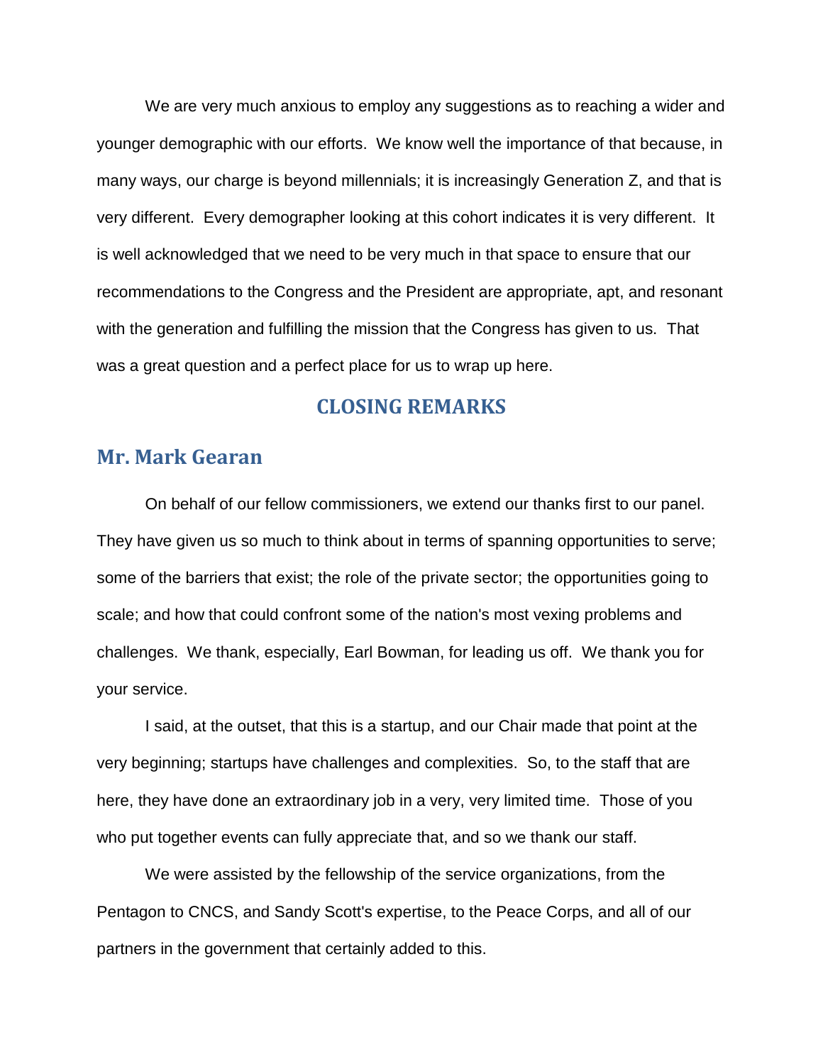We are very much anxious to employ any suggestions as to reaching a wider and younger demographic with our efforts. We know well the importance of that because, in many ways, our charge is beyond millennials; it is increasingly Generation Z, and that is very different. Every demographer looking at this cohort indicates it is very different. It is well acknowledged that we need to be very much in that space to ensure that our recommendations to the Congress and the President are appropriate, apt, and resonant with the generation and fulfilling the mission that the Congress has given to us. That was a great question and a perfect place for us to wrap up here.

## CLOSING REMARKS

### Mr. Mark Gearan

On behalf of our fellow commissioners, we extend our thanks first to our panel. They have given us so much to think about in terms of spanning opportunities to serve; some of the barriers that exist; the role of the private sector; the opportunities going to scale; and how that could confront some of the nation's most vexing problems and challenges. We thank, especially, Earl Bowman, for leading us off. We thank you for your service.

I said, at the outset, that this is a startup, and our Chair made that point at the very beginning; startups have challenges and complexities. So, to the staff that are here, they have done an extraordinary job in a very, very limited time. Those of you who put together events can fully appreciate that, and so we thank our staff.

We were assisted by the fellowship of the service organizations, from the Pentagon to CNCS, and Sandy Scott's expertise, to the Peace Corps, and all of our partners in the government that certainly added to this.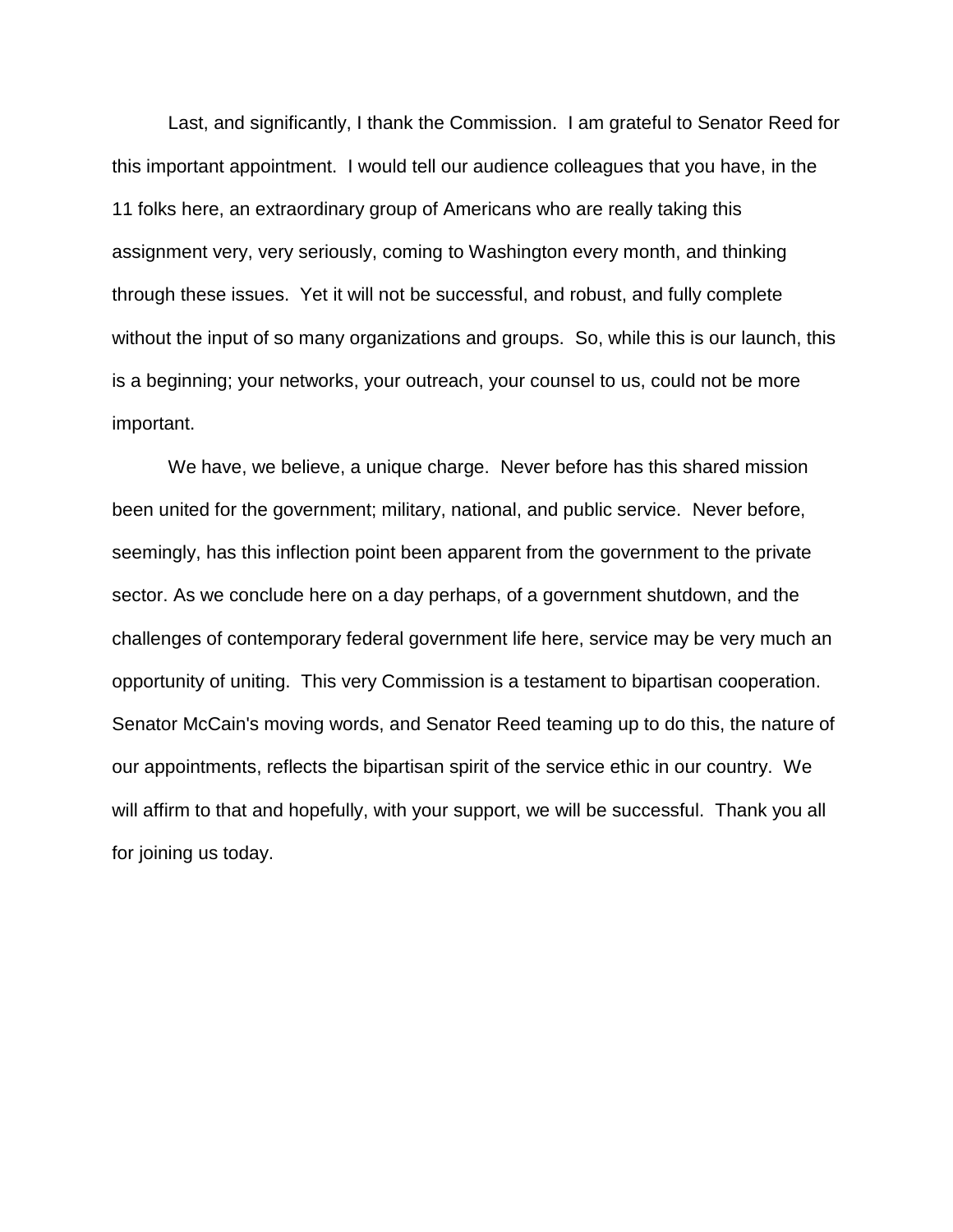Last, and significantly, I thank the Commission. I am grateful to Senator Reed for this important appointment. I would tell our audience colleagues that you have, in the 11 folks here, an extraordinary group of Americans who are really taking this assignment very, very seriously, coming to Washington every month, and thinking through these issues. Yet it will not be successful, and robust, and fully complete without the input of so many organizations and groups. So, while this is our launch, this is a beginning; your networks, your outreach, your counsel to us, could not be more important.

We have, we believe, a unique charge. Never before has this shared mission been united for the government; military, national, and public service. Never before, seemingly, has this inflection point been apparent from the government to the private sector. As we conclude here on a day perhaps, of a government shutdown, and the challenges of contemporary federal government life here, service may be very much an opportunity of uniting. This very Commission is a testament to bipartisan cooperation. Senator McCain's moving words, and Senator Reed teaming up to do this, the nature of our appointments, reflects the bipartisan spirit of the service ethic in our country. We will affirm to that and hopefully, with your support, we will be successful. Thank you all for joining us today.